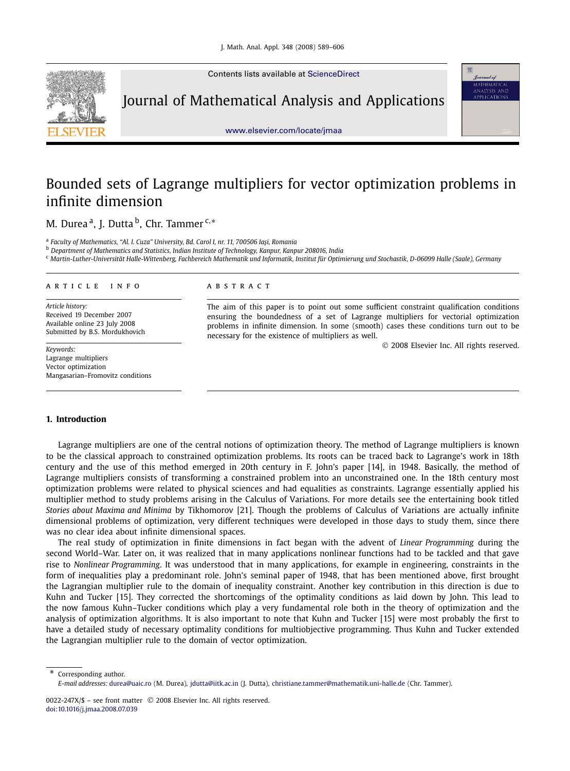# Bounded sets of Lagrange multipliers for vector optimization problems in infinite dimension

M. Durea [a], J. Dutta [b], Chr. Tammer [c,*]

[a] Faculty of Mathematics, "Al. I. Cuza" University, Bd. Carol I, nr. 11, 700506 Iaşi, Romania
[b] Department of Mathematics and Statistics, Indian Institute of Technology, Kanpur, Kanpur 208016, India
[c] Martin-Luther-Universität Halle-Wittenberg, Fachbereich Mathematik und Informatik, Institut für Optimierung und Stochastik, D-06099 Halle (Saale), Germany

**ARTICLE INFO**

*Article history:*
Received 19 December 2007
Available online 23 July 2008
Submitted by B.S. Mordukhovich

*Keywords:*
Lagrange multipliers
Vector optimization
Mangasarian–Fromovitz conditions

**ABSTRACT**

The aim of this paper is to point out some sufficient constraint qualification conditions ensuring the boundedness of a set of Lagrange multipliers for vectorial optimization problems in infinite dimension. In some (smooth) cases these conditions turn out to be necessary for the existence of multipliers as well.

© 2008 Elsevier Inc. All rights reserved.

## 1. Introduction

Lagrange multipliers are one of the central notions of optimization theory. The method of Lagrange multipliers is known to be the classical approach to constrained optimization problems. Its roots can be traced back to Lagrange's work in 18th century and the use of this method emerged in 20th century in F. John's paper [14], in 1948. Basically, the method of Lagrange multipliers consists of transforming a constrained problem into an unconstrained one. In the 18th century most optimization problems were related to physical sciences and had equalities as constraints. Lagrange essentially applied his multiplier method to study problems arising in the Calculus of Variations. For more details see the entertaining book titled *Stories about Maxima and Minima* by Tikhomorov [21]. Though the problems of Calculus of Variations are actually infinite dimensional problems of optimization, very different techniques were developed in those days to study them, since there was no clear idea about infinite dimensional spaces.

The real study of optimization in finite dimensions in fact began with the advent of *Linear Programming* during the second World–War. Later on, it was realized that in many applications nonlinear functions had to be tackled and that gave rise to *Nonlinear Programming*. It was understood that in many applications, for example in engineering, constraints in the form of inequalities play a predominant role. John's seminal paper of 1948, that has been mentioned above, first brought the Lagrangian multiplier rule to the domain of inequality constraint. Another key contribution in this direction is due to Kuhn and Tucker [15]. They corrected the shortcomings of the optimality conditions as laid down by John. This lead to the now famous Kuhn–Tucker conditions which play a very fundamental role both in the theory of optimization and the analysis of optimization algorithms. It is also important to note that Kuhn and Tucker [15] were most probably the first to have a detailed study of necessary optimality conditions for multiobjective programming. Thus Kuhn and Tucker extended the Lagrangian multiplier rule to the domain of vector optimization.

* Corresponding author.
*E-mail addresses:* durea@uaic.ro (M. Durea), jdutta@iitk.ac.in (J. Dutta), christiane.tammer@mathematik.uni-halle.de (Chr. Tammer).

0022-247X/$ – see front matter © 2008 Elsevier Inc. All rights reserved.
doi:10.1016/j.jmaa.2008.07.039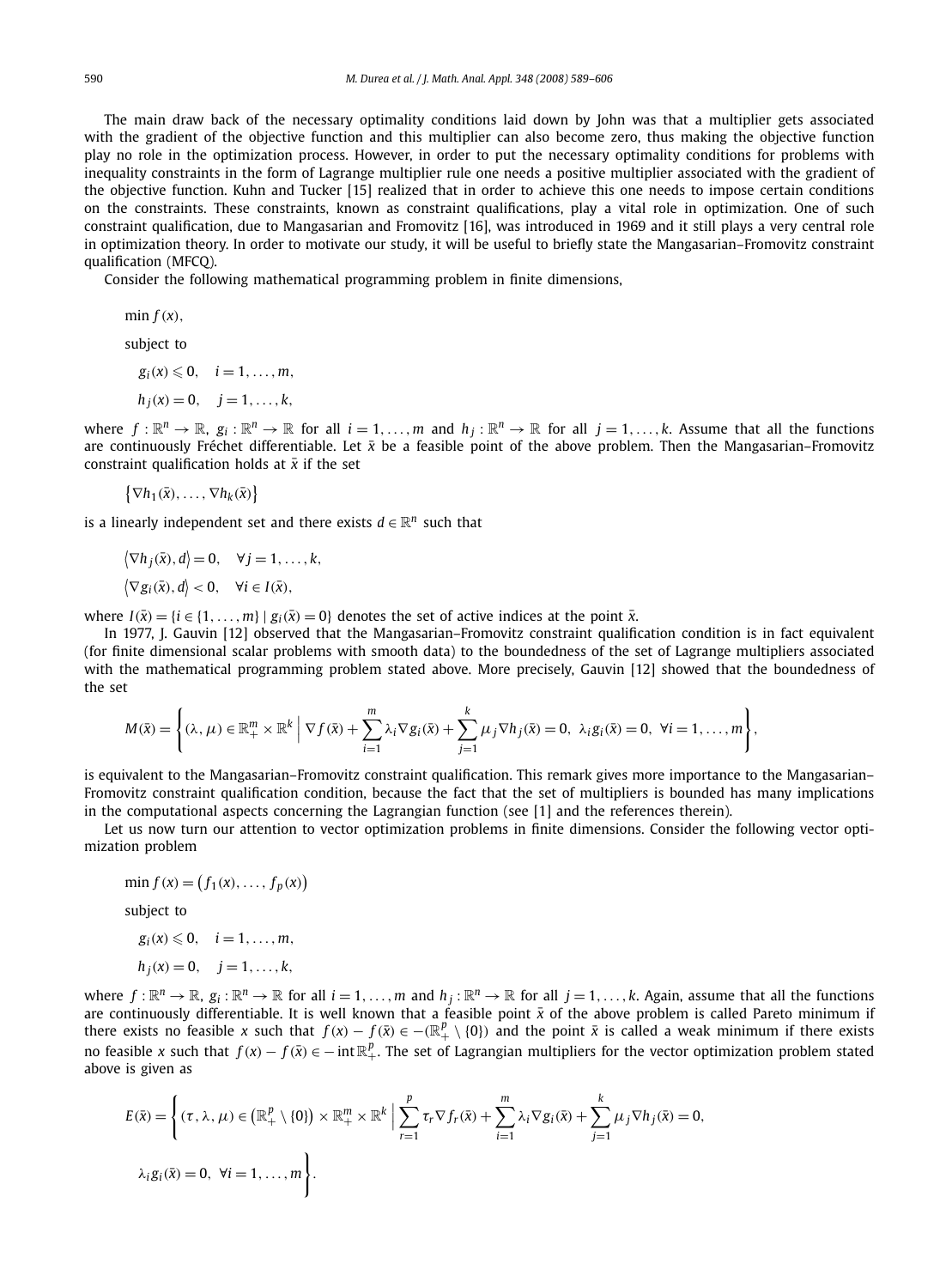The main draw back of the necessary optimality conditions laid down by John was that a multiplier gets associated with the gradient of the objective function and this multiplier can also become zero, thus making the objective function play no role in the optimization process. However, in order to put the necessary optimality conditions for problems with inequality constraints in the form of Lagrange multiplier rule one needs a positive multiplier associated with the gradient of the objective function. Kuhn and Tucker [15] realized that in order to achieve this one needs to impose certain conditions on the constraints. These constraints, known as constraint qualifications, play a vital role in optimization. One of such constraint qualification, due to Mangasarian and Fromovitz [16], was introduced in 1969 and it still plays a very central role in optimization theory. In order to motivate our study, it will be useful to briefly state the Mangasarian–Fromovitz constraint qualification (MFCQ).

Consider the following mathematical programming problem in finite dimensions,

$$
\begin{aligned}
&\min f(x),\\
&\text{subject to}\\
&\quad g_i(x) \leqslant 0, \quad i = 1, \dots, m,\\
&\quad h_j(x) = 0, \quad j = 1, \dots, k,
\end{aligned}
$$

where $f : \mathbb{R}^n \to \mathbb{R}$, $g_i : \mathbb{R}^n \to \mathbb{R}$ for all $i = 1, \dots, m$ and $h_j : \mathbb{R}^n \to \mathbb{R}$ for all $j = 1, \dots, k$. Assume that all the functions are continuously Fréchet differentiable. Let $\bar{x}$ be a feasible point of the above problem. Then the Mangasarian–Fromovitz constraint qualification holds at $\bar{x}$ if the set

$$
\{\nabla h_1(\bar{x}), \dots, \nabla h_k(\bar{x})\}
$$

is a linearly independent set and there exists $d \in \mathbb{R}^n$ such that

$$
\begin{aligned}
&\langle \nabla h_j(\bar{x}), d\rangle = 0, \quad \forall j = 1, \dots, k,\\
&\langle \nabla g_i(\bar{x}), d\rangle < 0, \quad \forall i \in I(\bar{x}),
\end{aligned}
$$

where $I(\bar{x}) = \{i \in \{1, \dots, m\} \mid g_i(\bar{x}) = 0\}$ denotes the set of active indices at the point $\bar{x}$.

In 1977, J. Gauvin [12] observed that the Mangasarian–Fromovitz constraint qualification condition is in fact equivalent (for finite dimensional scalar problems with smooth data) to the boundedness of the set of Lagrange multipliers associated with the mathematical programming problem stated above. More precisely, Gauvin [12] showed that the boundedness of the set

$$
M(\bar{x}) = \left\{(\lambda, \mu) \in \mathbb{R}^m_+ \times \mathbb{R}^k \;\middle|\; \nabla f(\bar{x}) + \sum_{i=1}^m \lambda_i \nabla g_i(\bar{x}) + \sum_{j=1}^k \mu_j \nabla h_j(\bar{x}) = 0,\ \lambda_i g_i(\bar{x}) = 0,\ \forall i = 1, \dots, m\right\},
$$

is equivalent to the Mangasarian–Fromovitz constraint qualification. This remark gives more importance to the Mangasarian–Fromovitz constraint qualification condition, because the fact that the set of multipliers is bounded has many implications in the computational aspects concerning the Lagrangian function (see [1] and the references therein).

Let us now turn our attention to vector optimization problems in finite dimensions. Consider the following vector optimization problem

$$
\begin{aligned}
&\min f(x) = (f_1(x), \dots, f_p(x))\\
&\text{subject to}\\
&\quad g_i(x) \leqslant 0, \quad i = 1, \dots, m,\\
&\quad h_j(x) = 0, \quad j = 1, \dots, k,
\end{aligned}
$$

where $f : \mathbb{R}^n \to \mathbb{R}$, $g_i : \mathbb{R}^n \to \mathbb{R}$ for all $i = 1, \dots, m$ and $h_j : \mathbb{R}^n \to \mathbb{R}$ for all $j = 1, \dots, k$. Again, assume that all the functions are continuously differentiable. It is well known that a feasible point $\bar{x}$ of the above problem is called Pareto minimum if there exists no feasible $x$ such that $f(x) - f(\bar{x}) \in -(\mathbb{R}^p_+ \setminus \{0\})$ and the point $\bar{x}$ is called a weak minimum if there exists no feasible $x$ such that $f(x) - f(\bar{x}) \in -\operatorname{int} \mathbb{R}^p_+$. The set of Lagrangian multipliers for the vector optimization problem stated above is given as

$$
\begin{aligned}
E(\bar{x}) = \Bigg\{(\tau, \lambda, \mu) \in (\mathbb{R}^p_+ \setminus \{0\}) \times \mathbb{R}^m_+ \times \mathbb{R}^k \;\Bigg|\; &\sum_{r=1}^p \tau_r \nabla f_r(\bar{x}) + \sum_{i=1}^m \lambda_i \nabla g_i(\bar{x}) + \sum_{j=1}^k \mu_j \nabla h_j(\bar{x}) = 0,\\
&\lambda_i g_i(\bar{x}) = 0,\ \forall i = 1, \dots, m\Bigg\}.
\end{aligned}
$$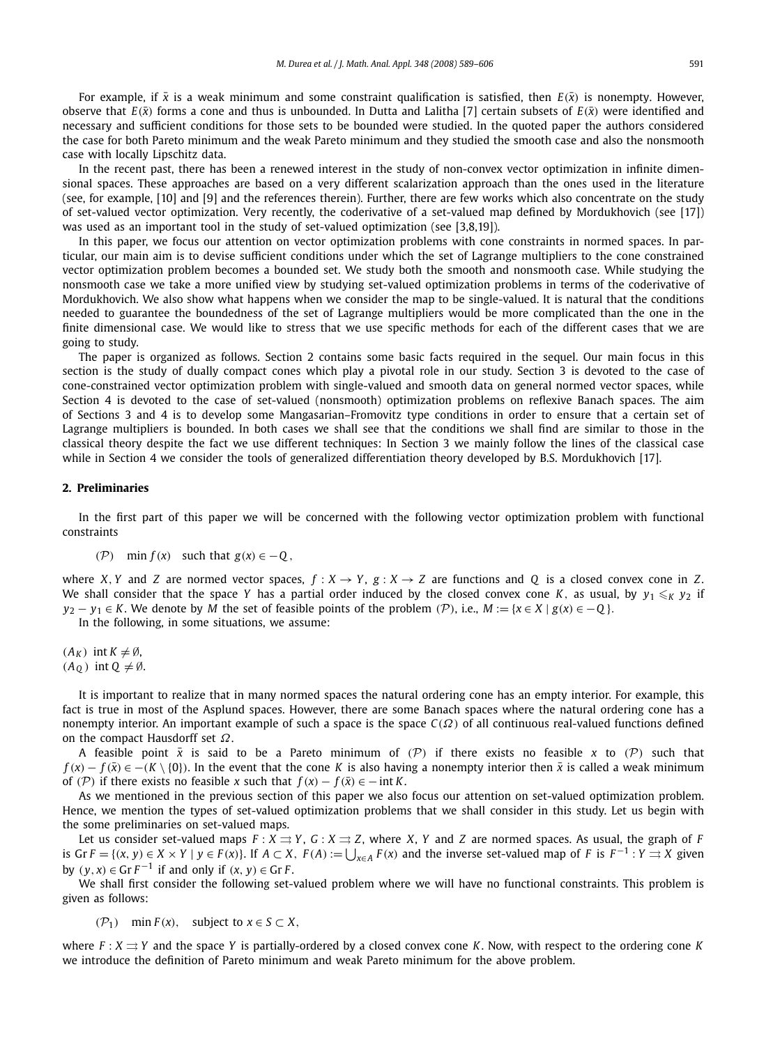For example, if $\bar{x}$ is a weak minimum and some constraint qualification is satisfied, then $E(\bar{x})$ is nonempty. However, observe that $E(\bar{x})$ forms a cone and thus is unbounded. In Dutta and Lalitha [7] certain subsets of $E(\bar{x})$ were identified and necessary and sufficient conditions for those sets to be bounded were studied. In the quoted paper the authors considered the case for both Pareto minimum and the weak Pareto minimum and they studied the smooth case and also the nonsmooth case with locally Lipschitz data.

In the recent past, there has been a renewed interest in the study of non-convex vector optimization in infinite dimensional spaces. These approaches are based on a very different scalarization approach than the ones used in the literature (see, for example, [10] and [9] and the references therein). Further, there are few works which also concentrate on the study of set-valued vector optimization. Very recently, the coderivative of a set-valued map defined by Mordukhovich (see [17]) was used as an important tool in the study of set-valued optimization (see [3,8,19]).

In this paper, we focus our attention on vector optimization problems with cone constraints in normed spaces. In particular, our main aim is to devise sufficient conditions under which the set of Lagrange multipliers to the cone constrained vector optimization problem becomes a bounded set. We study both the smooth and nonsmooth case. While studying the nonsmooth case we take a more unified view by studying set-valued optimization problems in terms of the coderivative of Mordukhovich. We also show what happens when we consider the map to be single-valued. It is natural that the conditions needed to guarantee the boundedness of the set of Lagrange multipliers would be more complicated than the one in the finite dimensional case. We would like to stress that we use specific methods for each of the different cases that we are going to study.

The paper is organized as follows. Section 2 contains some basic facts required in the sequel. Our main focus in this section is the study of dually compact cones which play a pivotal role in our study. Section 3 is devoted to the case of cone-constrained vector optimization problem with single-valued and smooth data on general normed vector spaces, while Section 4 is devoted to the case of set-valued (nonsmooth) optimization problems on reflexive Banach spaces. The aim of Sections 3 and 4 is to develop some Mangasarian–Fromovitz type conditions in order to ensure that a certain set of Lagrange multipliers is bounded. In both cases we shall see that the conditions we shall find are similar to those in the classical theory despite the fact we use different techniques: In Section 3 we mainly follow the lines of the classical case while in Section 4 we consider the tools of generalized differentiation theory developed by B.S. Mordukhovich [17].

## 2. Preliminaries

In the first part of this paper we will be concerned with the following vector optimization problem with functional constraints

$$(\mathcal{P}) \quad \min f(x) \quad \text{such that } g(x) \in -Q,$$

where $X, Y$ and $Z$ are normed vector spaces, $f : X \to Y$, $g : X \to Z$ are functions and $Q$ is a closed convex cone in $Z$. We shall consider that the space $Y$ has a partial order induced by the closed convex cone $K$, as usual, by $y_1 \leqslant_K y_2$ if $y_2 - y_1 \in K$. We denote by $M$ the set of feasible points of the problem $(\mathcal{P})$, i.e., $M := \{x \in X \mid g(x) \in -Q\}$.

In the following, in some situations, we assume:

$(A_K)$ $\operatorname{int} K \neq \emptyset$,
$(A_Q)$ $\operatorname{int} Q \neq \emptyset$.

It is important to realize that in many normed spaces the natural ordering cone has an empty interior. For example, this fact is true in most of the Asplund spaces. However, there are some Banach spaces where the natural ordering cone has a nonempty interior. An important example of such a space is the space $C(\Omega)$ of all continuous real-valued functions defined on the compact Hausdorff set $\Omega$.

A feasible point $\bar{x}$ is said to be a Pareto minimum of $(\mathcal{P})$ if there exists no feasible $x$ to $(\mathcal{P})$ such that $f(x) - f(\bar{x}) \in -(K \setminus \{0\})$. In the event that the cone $K$ is also having a nonempty interior then $\bar{x}$ is called a weak minimum of $(\mathcal{P})$ if there exists no feasible $x$ such that $f(x) - f(\bar{x}) \in -\operatorname{int} K$.

As we mentioned in the previous section of this paper we also focus our attention on set-valued optimization problem. Hence, we mention the types of set-valued optimization problems that we shall consider in this study. Let us begin with the some preliminaries on set-valued maps.

Let us consider set-valued maps $F : X \rightrightarrows Y$, $G : X \rightrightarrows Z$, where $X$, $Y$ and $Z$ are normed spaces. As usual, the graph of $F$ is $\operatorname{Gr} F = \{(x, y) \in X \times Y \mid y \in F(x)\}$. If $A \subset X$, $F(A) := \bigcup_{x \in A} F(x)$ and the inverse set-valued map of $F$ is $F^{-1} : Y \rightrightarrows X$ given by $(y, x) \in \operatorname{Gr} F^{-1}$ if and only if $(x, y) \in \operatorname{Gr} F$.

We shall first consider the following set-valued problem where we will have no functional constraints. This problem is given as follows:

$$(\mathcal{P}_1) \quad \min F(x), \quad \text{subject to } x \in S \subset X,$$

where $F : X \rightrightarrows Y$ and the space $Y$ is partially-ordered by a closed convex cone $K$. Now, with respect to the ordering cone $K$ we introduce the definition of Pareto minimum and weak Pareto minimum for the above problem.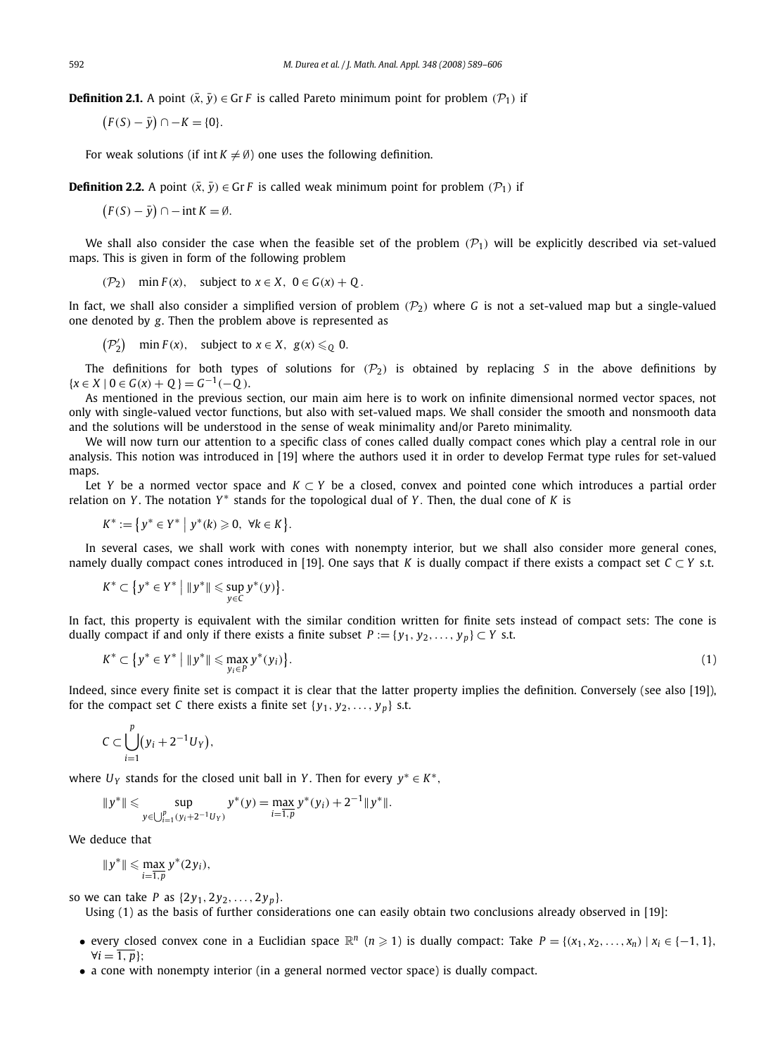**Definition 2.1.** A point $(\bar{x}, \bar{y}) \in \operatorname{Gr} F$ is called Pareto minimum point for problem $(\mathcal{P}_1)$ if

$$\big(F(S) - \bar{y}\big) \cap -K = \{0\}.$$

For weak solutions (if $\operatorname{int} K \neq \emptyset$) one uses the following definition.

**Definition 2.2.** A point $(\bar{x}, \bar{y}) \in \operatorname{Gr} F$ is called weak minimum point for problem $(\mathcal{P}_1)$ if

$$\big(F(S) - \bar{y}\big) \cap -\operatorname{int} K = \emptyset.$$

We shall also consider the case when the feasible set of the problem $(\mathcal{P}_1)$ will be explicitly described via set-valued maps. This is given in form of the following problem

$$(\mathcal{P}_2) \quad \min F(x), \quad \text{subject to } x \in X,\ 0 \in G(x) + Q.$$

In fact, we shall also consider a simplified version of problem $(\mathcal{P}_2)$ where $G$ is not a set-valued map but a single-valued one denoted by $g$. Then the problem above is represented as

$$\big(\mathcal{P}_2'\big) \quad \min F(x), \quad \text{subject to } x \in X,\ g(x) \leqslant_Q 0.$$

The definitions for both types of solutions for $(\mathcal{P}_2)$ is obtained by replacing $S$ in the above definitions by $\{x \in X \mid 0 \in G(x) + Q\} = G^{-1}(-Q)$.

As mentioned in the previous section, our main aim here is to work on infinite dimensional normed vector spaces, not only with single-valued vector functions, but also with set-valued maps. We shall consider the smooth and nonsmooth data and the solutions will be understood in the sense of weak minimality and/or Pareto minimality.

We will now turn our attention to a specific class of cones called dually compact cones which play a central role in our analysis. This notion was introduced in [19] where the authors used it in order to develop Fermat type rules for set-valued maps.

Let $Y$ be a normed vector space and $K \subset Y$ be a closed, convex and pointed cone which introduces a partial order relation on $Y$. The notation $Y^*$ stands for the topological dual of $Y$. Then, the dual cone of $K$ is

$$K^* := \big\{y^* \in Y^* \bigm| y^*(k) \geqslant 0,\ \forall k \in K\big\}.$$

In several cases, we shall work with cones with nonempty interior, but we shall also consider more general cones, namely dually compact cones introduced in [19]. One says that $K$ is dually compact if there exists a compact set $C \subset Y$ s.t.

$$K^* \subset \Big\{y^* \in Y^* \Bigm| \|y^*\| \leqslant \sup_{y \in C} y^*(y)\Big\}.$$

In fact, this property is equivalent with the similar condition written for finite sets instead of compact sets: The cone is dually compact if and only if there exists a finite subset $P := \{y_1, y_2, \ldots, y_p\} \subset Y$ s.t.

$$K^* \subset \Big\{y^* \in Y^* \Bigm| \|y^*\| \leqslant \max_{y_i \in P} y^*(y_i)\Big\}. \tag{1}$$

Indeed, since every finite set is compact it is clear that the latter property implies the definition. Conversely (see also [19]), for the compact set $C$ there exists a finite set $\{y_1, y_2, \ldots, y_p\}$ s.t.

$$C \subset \bigcup_{i=1}^{p} \big(y_i + 2^{-1} U_Y\big),$$

where $U_Y$ stands for the closed unit ball in $Y$. Then for every $y^* \in K^*$,

$$\|y^*\| \leqslant \sup_{y \in \bigcup_{i=1}^{p} (y_i + 2^{-1} U_Y)} y^*(y) = \max_{i = \overline{1,p}} y^*(y_i) + 2^{-1}\|y^*\|.$$

We deduce that

$$\|y^*\| \leqslant \max_{i = \overline{1,p}} y^*(2y_i),$$

so we can take $P$ as $\{2y_1, 2y_2, \ldots, 2y_p\}$.

Using (1) as the basis of further considerations one can easily obtain two conclusions already observed in [19]:

- every closed convex cone in a Euclidian space $\mathbb{R}^n$ $(n \geqslant 1)$ is dually compact: Take $P = \{(x_1, x_2, \ldots, x_n) \mid x_i \in \{-1, 1\}, \forall i = \overline{1,p}\}$;
- a cone with nonempty interior (in a general normed vector space) is dually compact.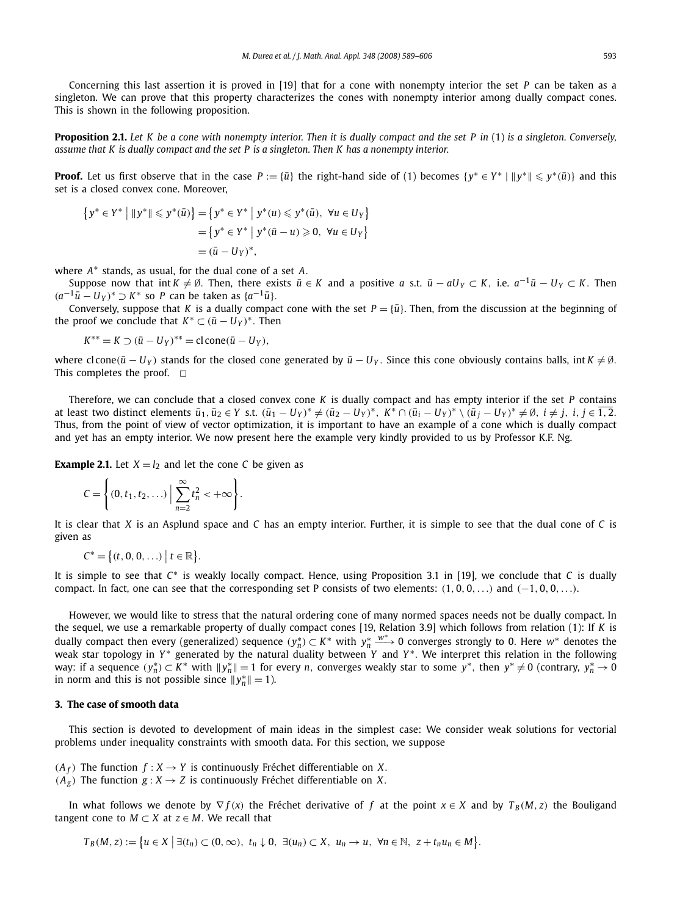Concerning this last assertion it is proved in [19] that for a cone with nonempty interior the set $P$ can be taken as a singleton. We can prove that this property characterizes the cones with nonempty interior among dually compact cones. This is shown in the following proposition.

**Proposition 2.1.** *Let $K$ be a cone with nonempty interior. Then it is dually compact and the set $P$ in (1) is a singleton. Conversely, assume that $K$ is dually compact and the set $P$ is a singleton. Then $K$ has a nonempty interior.*

**Proof.** Let us first observe that in the case $P := \{\bar{u}\}$ the right-hand side of (1) becomes $\{y^* \in Y^* \mid \|y^*\| \leqslant y^*(\bar{u})\}$ and this set is a closed convex cone. Moreover,

$$\begin{aligned}\{y^* \in Y^* \mid \|y^*\| \leqslant y^*(\bar{u})\} &= \{y^* \in Y^* \mid y^*(u) \leqslant y^*(\bar{u}),\ \forall u \in U_Y\} \\ &= \{y^* \in Y^* \mid y^*(\bar{u} - u) \geqslant 0,\ \forall u \in U_Y\} \\ &= (\bar{u} - U_Y)^*,\end{aligned}$$

where $A^*$ stands, as usual, for the dual cone of a set $A$.

Suppose now that $\operatorname{int} K \neq \emptyset$. Then, there exists $\bar{u} \in K$ and a positive $a$ s.t. $\bar{u} - aU_Y \subset K$, i.e. $a^{-1}\bar{u} - U_Y \subset K$. Then $(a^{-1}\bar{u} - U_Y)^* \supset K^*$ so $P$ can be taken as $\{a^{-1}\bar{u}\}$.

Conversely, suppose that $K$ is a dually compact cone with the set $P = \{\bar{u}\}$. Then, from the discussion at the beginning of the proof we conclude that $K^* \subset (\bar{u} - U_Y)^*$. Then

$$K^{**} = K \supset (\bar{u} - U_Y)^{**} = \operatorname{cl}\operatorname{cone}(\bar{u} - U_Y),$$

where $\operatorname{cl}\operatorname{cone}(\bar{u} - U_Y)$ stands for the closed cone generated by $\bar{u} - U_Y$. Since this cone obviously contains balls, $\operatorname{int} K \neq \emptyset$. This completes the proof. $\square$

Therefore, we can conclude that a closed convex cone $K$ is dually compact and has empty interior if the set $P$ contains at least two distinct elements $\bar{u}_1, \bar{u}_2 \in Y$ s.t. $(\bar{u}_1 - U_Y)^* \neq (\bar{u}_2 - U_Y)^*$, $K^* \cap (\bar{u}_i - U_Y)^* \setminus (\bar{u}_j - U_Y)^* \neq \emptyset$, $i \neq j$, $i, j \in \overline{1,2}$. Thus, from the point of view of vector optimization, it is important to have an example of a cone which is dually compact and yet has an empty interior. We now present here the example very kindly provided to us by Professor K.F. Ng.

**Example 2.1.** Let $X = l_2$ and let the cone $C$ be given as

$$C = \left\{(0, t_1, t_2, \ldots) \,\middle|\, \sum_{n=2}^{\infty} t_n^2 < +\infty\right\}.$$

It is clear that $X$ is an Asplund space and $C$ has an empty interior. Further, it is simple to see that the dual cone of $C$ is given as

$$C^* = \{(t, 0, 0, \ldots) \mid t \in \mathbb{R}\}.$$

It is simple to see that $C^*$ is weakly locally compact. Hence, using Proposition 3.1 in [19], we conclude that $C$ is dually compact. In fact, one can see that the corresponding set P consists of two elements: $(1, 0, 0, \ldots)$ and $(-1, 0, 0, \ldots)$.

However, we would like to stress that the natural ordering cone of many normed spaces needs not be dually compact. In the sequel, we use a remarkable property of dually compact cones [19, Relation 3.9] which follows from relation (1): If $K$ is dually compact then every (generalized) sequence $(y_n^*) \subset K^*$ with $y_n^* \xrightarrow{w^*} 0$ converges strongly to 0. Here $w^*$ denotes the weak star topology in $Y^*$ generated by the natural duality between $Y$ and $Y^*$. We interpret this relation in the following way: if a sequence $(y_n^*) \subset K^*$ with $\|y_n^*\| = 1$ for every $n$, converges weakly star to some $y^*$, then $y^* \neq 0$ (contrary, $y_n^* \to 0$ in norm and this is not possible since $\|y_n^*\| = 1$).

## 3. The case of smooth data

This section is devoted to development of main ideas in the simplest case: We consider weak solutions for vectorial problems under inequality constraints with smooth data. For this section, we suppose

($A_f$) The function $f : X \to Y$ is continuously Fréchet differentiable on $X$.
($A_g$) The function $g : X \to Z$ is continuously Fréchet differentiable on $X$.

In what follows we denote by $\nabla f(x)$ the Fréchet derivative of $f$ at the point $x \in X$ and by $T_B(M, z)$ the Bouligand tangent cone to $M \subset X$ at $z \in M$. We recall that

$$T_B(M, z) := \{u \in X \mid \exists (t_n) \subset (0, \infty),\ t_n \downarrow 0,\ \exists (u_n) \subset X,\ u_n \to u,\ \forall n \in \mathbb{N},\ z + t_n u_n \in M\}.$$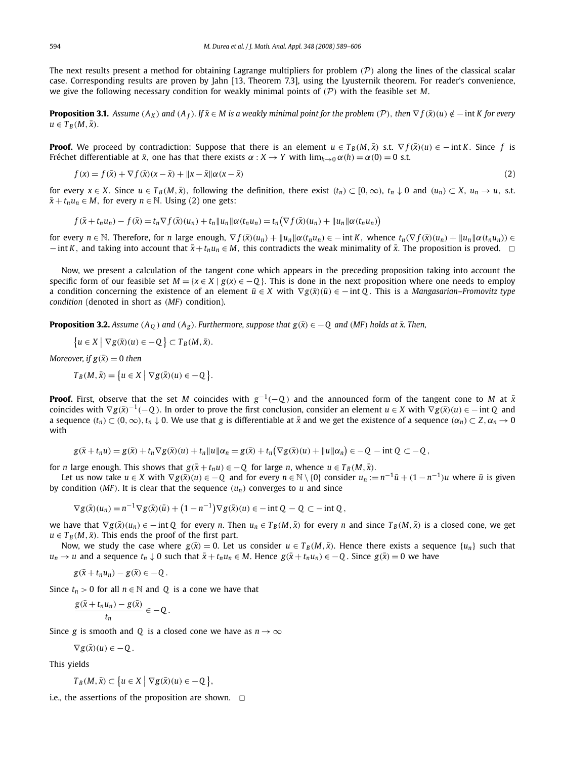The next results present a method for obtaining Lagrange multipliers for problem $(\mathcal{P})$ along the lines of the classical scalar case. Corresponding results are proven by Jahn [13, Theorem 7.3], using the Lyusternik theorem. For reader's convenience, we give the following necessary condition for weakly minimal points of $(\mathcal{P})$ with the feasible set $M$.

**Proposition 3.1.** *Assume $(A_K)$ and $(A_f)$. If $\bar{x} \in M$ is a weakly minimal point for the problem $(\mathcal{P})$, then $\nabla f(\bar{x})(u) \notin -\operatorname{int} K$ for every $u \in T_B(M, \bar{x})$.*

**Proof.** We proceed by contradiction: Suppose that there is an element $u \in T_B(M, \bar{x})$ s.t. $\nabla f(\bar{x})(u) \in -\operatorname{int} K$. Since $f$ is Fréchet differentiable at $\bar{x}$, one has that there exists $\alpha : X \to Y$ with $\lim_{h \to 0} \alpha(h) = \alpha(0) = 0$ s.t.

$$f(x) = f(\bar{x}) + \nabla f(\bar{x})(x - \bar{x}) + \|x - \bar{x}\| \alpha(x - \bar{x}) \tag{2}$$

for every $x \in X$. Since $u \in T_B(M, \bar{x})$, following the definition, there exist $(t_n) \subset [0, \infty)$, $t_n \downarrow 0$ and $(u_n) \subset X$, $u_n \to u$, s.t. $\bar{x} + t_n u_n \in M$, for every $n \in \mathbb{N}$. Using (2) one gets:

$$f(\bar{x} + t_n u_n) - f(\bar{x}) = t_n \nabla f(\bar{x})(u_n) + t_n \|u_n\| \alpha(t_n u_n) = t_n \big(\nabla f(\bar{x})(u_n) + \|u_n\| \alpha(t_n u_n)\big)$$

for every $n \in \mathbb{N}$. Therefore, for $n$ large enough, $\nabla f(\bar{x})(u_n) + \|u_n\| \alpha(t_n u_n) \in -\operatorname{int} K$, whence $t_n(\nabla f(\bar{x})(u_n) + \|u_n\| \alpha(t_n u_n)) \in -\operatorname{int} K$, and taking into account that $\bar{x} + t_n u_n \in M$, this contradicts the weak minimality of $\bar{x}$. The proposition is proved. $\square$

Now, we present a calculation of the tangent cone which appears in the preceding proposition taking into account the specific form of our feasible set $M = \{x \in X \mid g(x) \in -Q\}$. This is done in the next proposition where one needs to employ a condition concerning the existence of an element $\bar{u} \in X$ with $\nabla g(\bar{x})(\bar{u}) \in -\operatorname{int} Q$. This is a *Mangasarian–Fromovitz type condition* (denoted in short as (*MF*) condition).

**Proposition 3.2.** *Assume $(A_Q)$ and $(A_g)$. Furthermore, suppose that $g(\bar{x}) \in -Q$ and (MF) holds at $\bar{x}$. Then,*

$$\{u \in X \mid \nabla g(\bar{x})(u) \in -Q\} \subset T_B(M, \bar{x}).$$

*Moreover, if $g(\bar{x}) = 0$ then*

$$T_B(M, \bar{x}) = \{u \in X \mid \nabla g(\bar{x})(u) \in -Q\}.$$

**Proof.** First, observe that the set $M$ coincides with $g^{-1}(-Q)$ and the announced form of the tangent cone to $M$ at $\bar{x}$ coincides with $\nabla g(\bar{x})^{-1}(-Q)$. In order to prove the first conclusion, consider an element $u \in X$ with $\nabla g(\bar{x})(u) \in -\operatorname{int} Q$ and a sequence $(t_n) \subset (0, \infty)$, $t_n \downarrow 0$. We use that $g$ is differentiable at $\bar{x}$ and we get the existence of a sequence $(\alpha_n) \subset Z$, $\alpha_n \to 0$ with

$$g(\bar{x} + t_n u) = g(\bar{x}) + t_n \nabla g(\bar{x})(u) + t_n \|u\| \alpha_n = g(\bar{x}) + t_n \big(\nabla g(\bar{x})(u) + \|u\| \alpha_n\big) \in -Q - \operatorname{int} Q \subset -Q,$$

for $n$ large enough. This shows that $g(\bar{x} + t_n u) \in -Q$ for large $n$, whence $u \in T_B(M, \bar{x})$.

Let us now take $u \in X$ with $\nabla g(\bar{x})(u) \in -Q$ and for every $n \in \mathbb{N} \setminus \{0\}$ consider $u_n := n^{-1}\bar{u} + (1 - n^{-1})u$ where $\bar{u}$ is given by condition (*MF*). It is clear that the sequence $(u_n)$ converges to $u$ and since

$$\nabla g(\bar{x})(u_n) = n^{-1} \nabla g(\bar{x})(\bar{u}) + \big(1 - n^{-1}\big) \nabla g(\bar{x})(u) \in -\operatorname{int} Q - Q \subset -\operatorname{int} Q,$$

we have that $\nabla g(\bar{x})(u_n) \in -\operatorname{int} Q$ for every $n$. Then $u_n \in T_B(M, \bar{x})$ for every $n$ and since $T_B(M, \bar{x})$ is a closed cone, we get $u \in T_B(M, \bar{x})$. This ends the proof of the first part.

Now, we study the case where $g(\bar{x}) = 0$. Let us consider $u \in T_B(M, \bar{x})$. Hence there exists a sequence $\{u_n\}$ such that $u_n \to u$ and a sequence $t_n \downarrow 0$ such that $\bar{x} + t_n u_n \in M$. Hence $g(\bar{x} + t_n u_n) \in -Q$. Since $g(\bar{x}) = 0$ we have

$$g(\bar{x} + t_n u_n) - g(\bar{x}) \in -Q.$$

Since $t_n > 0$ for all $n \in \mathbb{N}$ and $Q$ is a cone we have that

$$\frac{g(\bar{x} + t_n u_n) - g(\bar{x})}{t_n} \in -Q.$$

Since $g$ is smooth and $Q$ is a closed cone we have as $n \to \infty$

$$\nabla g(\bar{x})(u) \in -Q.$$

This yields

$$T_B(M, \bar{x}) \subset \{u \in X \mid \nabla g(\bar{x})(u) \in -Q\},$$

i.e., the assertions of the proposition are shown. $\square$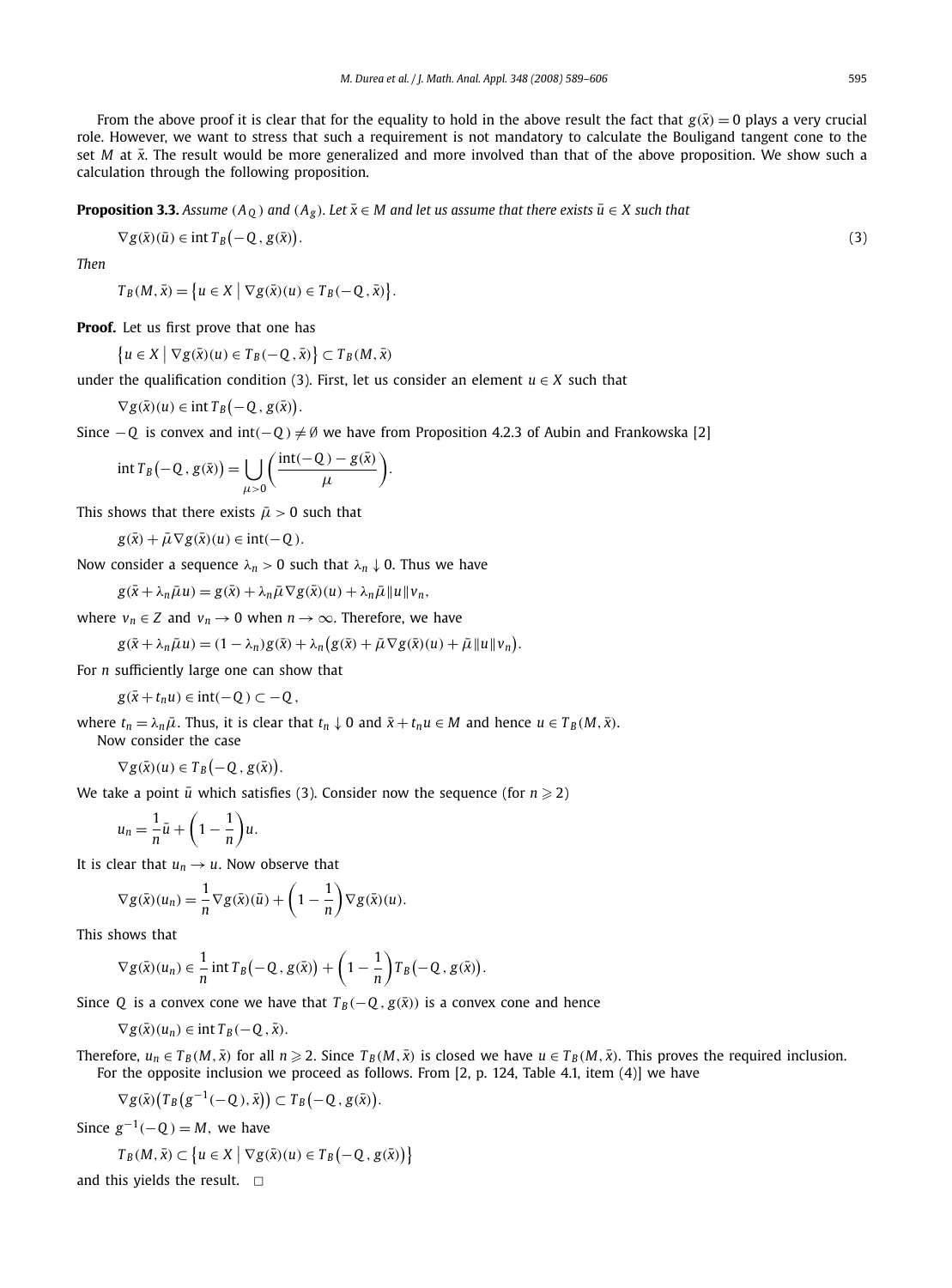From the above proof it is clear that for the equality to hold in the above result the fact that $g(\bar{x}) = 0$ plays a very crucial role. However, we want to stress that such a requirement is not mandatory to calculate the Bouligand tangent cone to the set $M$ at $\bar{x}$. The result would be more generalized and more involved than that of the above proposition. We show such a calculation through the following proposition.

**Proposition 3.3.** *Assume $(A_Q)$ and $(A_g)$. Let $\bar{x} \in M$ and let us assume that there exists $\bar{u} \in X$ such that*

$$\nabla g(\bar{x})(\bar{u}) \in \operatorname{int} T_B\big(-Q, g(\bar{x})\big). \tag{3}$$

*Then*

$$T_B(M, \bar{x}) = \big\{u \in X \mid \nabla g(\bar{x})(u) \in T_B(-Q, \bar{x})\big\}.$$

**Proof.** Let us first prove that one has

$$\big\{u \in X \mid \nabla g(\bar{x})(u) \in T_B(-Q, \bar{x})\big\} \subset T_B(M, \bar{x})$$

under the qualification condition (3). First, let us consider an element $u \in X$ such that

$$\nabla g(\bar{x})(u) \in \operatorname{int} T_B\big(-Q, g(\bar{x})\big).$$

Since $-Q$ is convex and $\operatorname{int}(-Q) \neq \emptyset$ we have from Proposition 4.2.3 of Aubin and Frankowska [2]

$$\operatorname{int} T_B\big(-Q, g(\bar{x})\big) = \bigcup_{\mu > 0} \left(\frac{\operatorname{int}(-Q) - g(\bar{x})}{\mu}\right).$$

This shows that there exists $\bar{\mu} > 0$ such that

$$g(\bar{x}) + \bar{\mu}\nabla g(\bar{x})(u) \in \operatorname{int}(-Q).$$

Now consider a sequence $\lambda_n > 0$ such that $\lambda_n \downarrow 0$. Thus we have

$$g(\bar{x} + \lambda_n\bar{\mu}u) = g(\bar{x}) + \lambda_n\bar{\mu}\nabla g(\bar{x})(u) + \lambda_n\bar{\mu}\|u\|v_n,$$

where $v_n \in Z$ and $v_n \to 0$ when $n \to \infty$. Therefore, we have

$$g(\bar{x} + \lambda_n\bar{\mu}u) = (1 - \lambda_n)g(\bar{x}) + \lambda_n\big(g(\bar{x}) + \bar{\mu}\nabla g(\bar{x})(u) + \bar{\mu}\|u\|v_n\big).$$

For $n$ sufficiently large one can show that

$$g(\bar{x} + t_n u) \in \operatorname{int}(-Q) \subset -Q,$$

where $t_n = \lambda_n\bar{\mu}$. Thus, it is clear that $t_n \downarrow 0$ and $\bar{x} + t_n u \in M$ and hence $u \in T_B(M, \bar{x})$.

Now consider the case

$$\nabla g(\bar{x})(u) \in T_B\big(-Q, g(\bar{x})\big).$$

We take a point $\bar{u}$ which satisfies (3). Consider now the sequence (for $n \geqslant 2$)

$$u_n = \frac{1}{n}\bar{u} + \left(1 - \frac{1}{n}\right)u.$$

It is clear that $u_n \to u$. Now observe that

$$\nabla g(\bar{x})(u_n) = \frac{1}{n}\nabla g(\bar{x})(\bar{u}) + \left(1 - \frac{1}{n}\right)\nabla g(\bar{x})(u).$$

This shows that

$$\nabla g(\bar{x})(u_n) \in \frac{1}{n}\operatorname{int} T_B\big(-Q, g(\bar{x})\big) + \left(1 - \frac{1}{n}\right)T_B\big(-Q, g(\bar{x})\big).$$

Since $Q$ is a convex cone we have that $T_B(-Q, g(\bar{x}))$ is a convex cone and hence

$$\nabla g(\bar{x})(u_n) \in \operatorname{int} T_B(-Q, \bar{x}).$$

Therefore, $u_n \in T_B(M, \bar{x})$ for all $n \geqslant 2$. Since $T_B(M, \bar{x})$ is closed we have $u \in T_B(M, \bar{x})$. This proves the required inclusion.

For the opposite inclusion we proceed as follows. From [2, p. 124, Table 4.1, item (4)] we have

$$\nabla g(\bar{x})\big(T_B\big(g^{-1}(-Q), \bar{x}\big)\big) \subset T_B\big(-Q, g(\bar{x})\big).$$

Since $g^{-1}(-Q) = M$, we have

$$T_B(M, \bar{x}) \subset \big\{u \in X \mid \nabla g(\bar{x})(u) \in T_B\big(-Q, g(\bar{x})\big)\big\}$$

and this yields the result. $\square$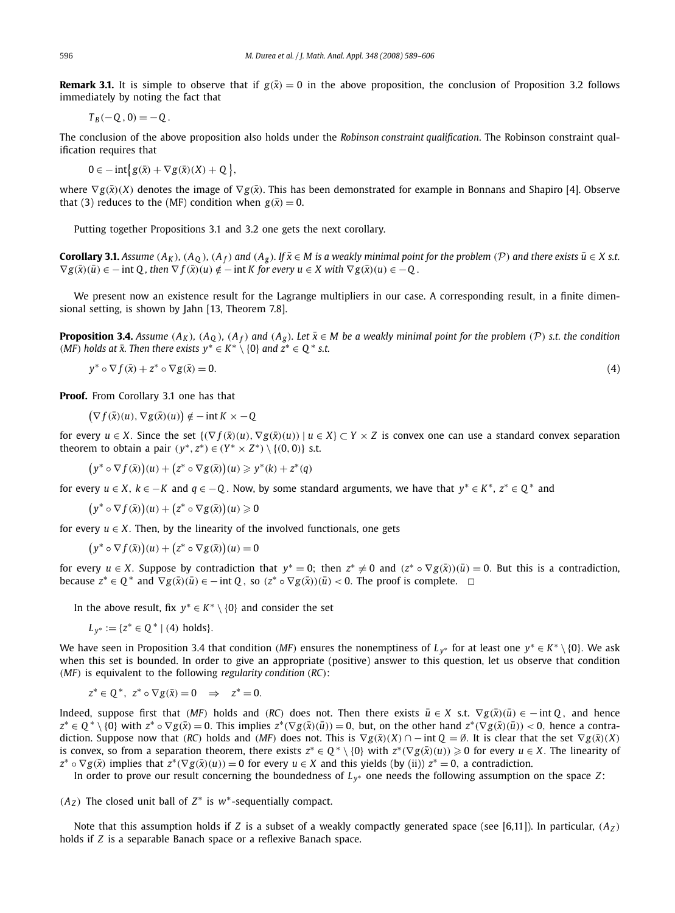**Remark 3.1.** It is simple to observe that if $g(\bar{x}) = 0$ in the above proposition, the conclusion of Proposition 3.2 follows immediately by noting the fact that

$$T_B(-Q, 0) = -Q.$$

The conclusion of the above proposition also holds under the *Robinson constraint qualification*. The Robinson constraint qualification requires that

$$0 \in -\operatorname{int}\{g(\bar{x}) + \nabla g(\bar{x})(X) + Q\},$$

where $\nabla g(\bar{x})(X)$ denotes the image of $\nabla g(\bar{x})$. This has been demonstrated for example in Bonnans and Shapiro [4]. Observe that (3) reduces to the (MF) condition when $g(\bar{x}) = 0$.

Putting together Propositions 3.1 and 3.2 one gets the next corollary.

**Corollary 3.1.** *Assume $(A_K)$, $(A_Q)$, $(A_f)$ and $(A_g)$. If $\bar{x} \in M$ is a weakly minimal point for the problem $(\mathcal{P})$ and there exists $\bar{u} \in X$ s.t. $\nabla g(\bar{x})(\bar{u}) \in -\operatorname{int} Q$, then $\nabla f(\bar{x})(u) \notin -\operatorname{int} K$ for every $u \in X$ with $\nabla g(\bar{x})(u) \in -Q$.*

We present now an existence result for the Lagrange multipliers in our case. A corresponding result, in a finite dimensional setting, is shown by Jahn [13, Theorem 7.8].

**Proposition 3.4.** *Assume $(A_K)$, $(A_Q)$, $(A_f)$ and $(A_g)$. Let $\bar{x} \in M$ be a weakly minimal point for the problem $(\mathcal{P})$ s.t. the condition (MF) holds at $\bar{x}$. Then there exists $y^* \in K^* \setminus \{0\}$ and $z^* \in Q^*$ s.t.*

$$y^* \circ \nabla f(\bar{x}) + z^* \circ \nabla g(\bar{x}) = 0. \tag{4}$$

**Proof.** From Corollary 3.1 one has that

$$\big(\nabla f(\bar{x})(u), \nabla g(\bar{x})(u)\big) \notin -\operatorname{int} K \times -Q$$

for every $u \in X$. Since the set $\{(\nabla f(\bar{x})(u), \nabla g(\bar{x})(u)) \mid u \in X\} \subset Y \times Z$ is convex one can use a standard convex separation theorem to obtain a pair $(y^*, z^*) \in (Y^* \times Z^*) \setminus \{(0, 0)\}$ s.t.

$$\big(y^* \circ \nabla f(\bar{x})\big)(u) + \big(z^* \circ \nabla g(\bar{x})\big)(u) \geqslant y^*(k) + z^*(q)$$

for every $u \in X$, $k \in -K$ and $q \in -Q$. Now, by some standard arguments, we have that $y^* \in K^*$, $z^* \in Q^*$ and

$$\big(y^* \circ \nabla f(\bar{x})\big)(u) + \big(z^* \circ \nabla g(\bar{x})\big)(u) \geqslant 0$$

for every $u \in X$. Then, by the linearity of the involved functionals, one gets

$$\big(y^* \circ \nabla f(\bar{x})\big)(u) + \big(z^* \circ \nabla g(\bar{x})\big)(u) = 0$$

for every $u \in X$. Suppose by contradiction that $y^* = 0$; then $z^* \neq 0$ and $(z^* \circ \nabla g(\bar{x}))(\bar{u}) = 0$. But this is a contradiction, because $z^* \in Q^*$ and $\nabla g(\bar{x})(\bar{u}) \in -\operatorname{int} Q$, so $(z^* \circ \nabla g(\bar{x}))(\bar{u}) < 0$. The proof is complete. $\square$

In the above result, fix $y^* \in K^* \setminus \{0\}$ and consider the set

$$L_{y^*} := \{z^* \in Q^* \mid (4) \text{ holds}\}.$$

We have seen in Proposition 3.4 that condition (*MF*) ensures the nonemptiness of $L_{y^*}$ for at least one $y^* \in K^* \setminus \{0\}$. We ask when this set is bounded. In order to give an appropriate (positive) answer to this question, let us observe that condition (*MF*) is equivalent to the following *regularity condition* (*RC*):

$$z^* \in Q^*, \ z^* \circ \nabla g(\bar{x}) = 0 \quad \Rightarrow \quad z^* = 0.$$

Indeed, suppose first that (*MF*) holds and (*RC*) does not. Then there exists $\bar{u} \in X$ s.t. $\nabla g(\bar{x})(\bar{u}) \in -\operatorname{int} Q$, and hence $z^* \in Q^* \setminus \{0\}$ with $z^* \circ \nabla g(\bar{x}) = 0$. This implies $z^*(\nabla g(\bar{x})(\bar{u})) = 0$, but, on the other hand $z^*(\nabla g(\bar{x})(\bar{u})) < 0$, hence a contradiction. Suppose now that (*RC*) holds and (*MF*) does not. This is $\nabla g(\bar{x})(X) \cap -\operatorname{int} Q = \emptyset$. It is clear that the set $\nabla g(\bar{x})(X)$ is convex, so from a separation theorem, there exists $z^* \in Q^* \setminus \{0\}$ with $z^*(\nabla g(\bar{x})(u)) \geqslant 0$ for every $u \in X$. The linearity of $z^* \circ \nabla g(\bar{x})$ implies that $z^*(\nabla g(\bar{x})(u)) = 0$ for every $u \in X$ and this yields (by (ii)) $z^* = 0$, a contradiction.

In order to prove our result concerning the boundedness of $L_{y^*}$ one needs the following assumption on the space $Z$:

$(A_Z)$ The closed unit ball of $Z^*$ is $w^*$-sequentially compact.

Note that this assumption holds if $Z$ is a subset of a weakly compactly generated space (see [6,11]). In particular, $(A_Z)$ holds if $Z$ is a separable Banach space or a reflexive Banach space.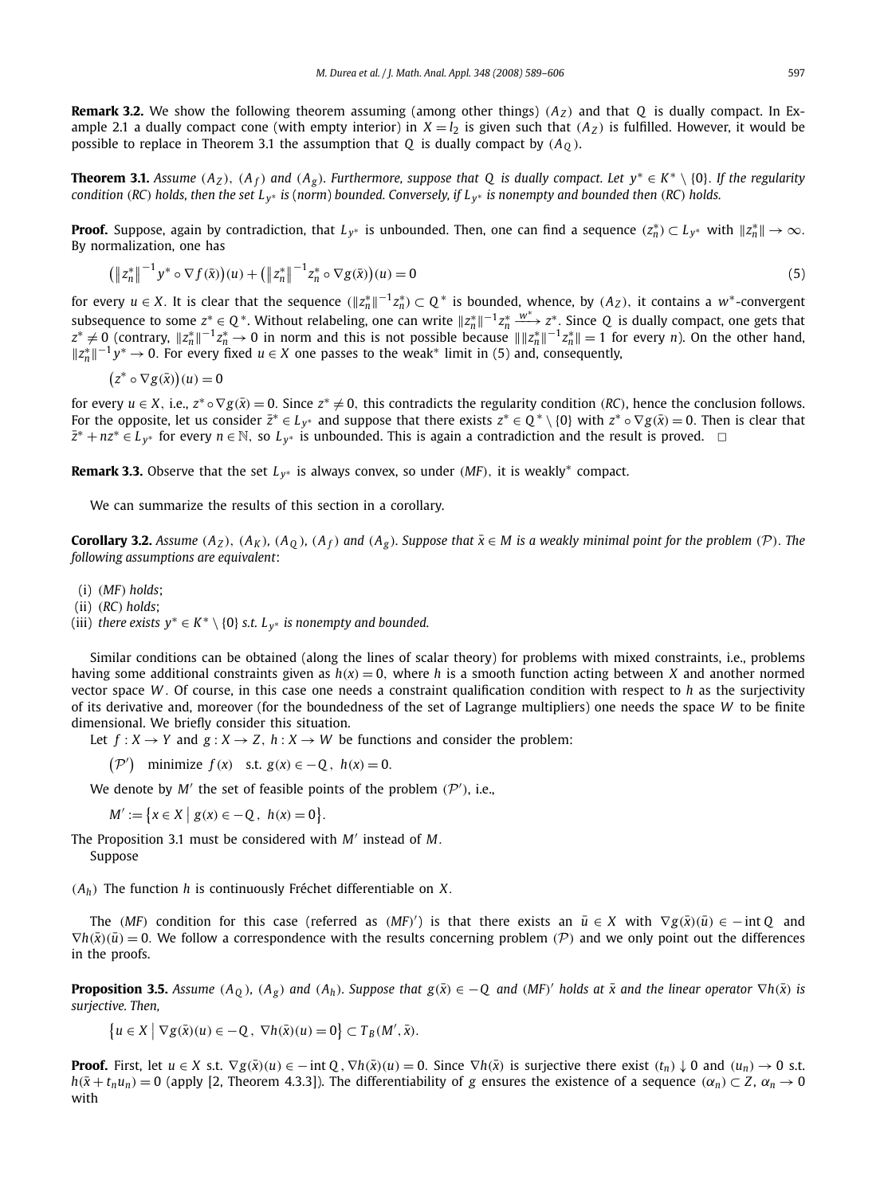**Remark 3.2.** We show the following theorem assuming (among other things) $(A_Z)$ and that $Q$ is dually compact. In Example 2.1 a dually compact cone (with empty interior) in $X = l_2$ is given such that $(A_Z)$ is fulfilled. However, it would be possible to replace in Theorem 3.1 the assumption that $Q$ is dually compact by $(A_Q)$.

**Theorem 3.1.** *Assume $(A_Z)$, $(A_f)$ and $(A_g)$. Furthermore, suppose that $Q$ is dually compact. Let $y^* \in K^* \setminus \{0\}$. If the regularity condition (RC) holds, then the set $L_{y^*}$ is (norm) bounded. Conversely, if $L_{y^*}$ is nonempty and bounded then (RC) holds.*

**Proof.** Suppose, again by contradiction, that $L_{y^*}$ is unbounded. Then, one can find a sequence $(z_n^*) \subset L_{y^*}$ with $\|z_n^*\| \to \infty$. By normalization, one has

$$\left(\left\|z_n^*\right\|^{-1} y^* \circ \nabla f(\bar{x})\right)(u) + \left(\left\|z_n^*\right\|^{-1} z_n^* \circ \nabla g(\bar{x})\right)(u) = 0 \tag{5}$$

for every $u \in X$. It is clear that the sequence $(\|z_n^*\|^{-1} z_n^*) \subset Q^*$ is bounded, whence, by $(A_Z)$, it contains a $w^*$-convergent subsequence to some $z^* \in Q^*$. Without relabeling, one can write $\|z_n^*\|^{-1} z_n^* \xrightarrow{w^*} z^*$. Since $Q$ is dually compact, one gets that $z^* \neq 0$ (contrary, $\|z_n^*\|^{-1} z_n^* \to 0$ in norm and this is not possible because $\|\|z_n^*\|^{-1} z_n^*\| = 1$ for every $n$). On the other hand, $\|z_n^*\|^{-1} y^* \to 0$. For every fixed $u \in X$ one passes to the weak* limit in (5) and, consequently,

$$\left(z^* \circ \nabla g(\bar{x})\right)(u) = 0$$

for every $u \in X$, i.e., $z^* \circ \nabla g(\bar{x}) = 0$. Since $z^* \neq 0$, this contradicts the regularity condition (RC), hence the conclusion follows. For the opposite, let us consider $\bar{z}^* \in L_{y^*}$ and suppose that there exists $z^* \in Q^* \setminus \{0\}$ with $z^* \circ \nabla g(\bar{x}) = 0$. Then is clear that $\bar{z}^* + nz^* \in L_{y^*}$ for every $n \in \mathbb{N}$, so $L_{y^*}$ is unbounded. This is again a contradiction and the result is proved. $\square$

**Remark 3.3.** Observe that the set $L_{y^*}$ is always convex, so under (MF), it is weakly* compact.

We can summarize the results of this section in a corollary.

**Corollary 3.2.** *Assume $(A_Z)$, $(A_K)$, $(A_Q)$, $(A_f)$ and $(A_g)$. Suppose that $\bar{x} \in M$ is a weakly minimal point for the problem $(\mathcal{P})$. The following assumptions are equivalent:*

(i) *(MF) holds;*
(ii) *(RC) holds;*
(iii) *there exists $y^* \in K^* \setminus \{0\}$ s.t. $L_{y^*}$ is nonempty and bounded.*

Similar conditions can be obtained (along the lines of scalar theory) for problems with mixed constraints, i.e., problems having some additional constraints given as $h(x) = 0$, where $h$ is a smooth function acting between $X$ and another normed vector space $W$. Of course, in this case one needs a constraint qualification condition with respect to $h$ as the surjectivity of its derivative and, moreover (for the boundedness of the set of Lagrange multipliers) one needs the space $W$ to be finite dimensional. We briefly consider this situation.

Let $f : X \to Y$ and $g : X \to Z$, $h : X \to W$ be functions and consider the problem:

$$(\mathcal{P}') \quad \text{minimize } f(x) \quad \text{s.t. } g(x) \in -Q, \; h(x) = 0.$$

We denote by $M'$ the set of feasible points of the problem $(\mathcal{P}')$, i.e.,

$$M' := \{x \in X \mid g(x) \in -Q, \; h(x) = 0\}.$$

The Proposition 3.1 must be considered with $M'$ instead of $M$.

Suppose

$(A_h)$ The function $h$ is continuously Fréchet differentiable on $X$.

The (MF) condition for this case (referred as (MF)′) is that there exists an $\bar{u} \in X$ with $\nabla g(\bar{x})(\bar{u}) \in -\operatorname{int} Q$ and $\nabla h(\bar{x})(\bar{u}) = 0$. We follow a correspondence with the results concerning problem $(\mathcal{P})$ and we only point out the differences in the proofs.

**Proposition 3.5.** *Assume $(A_Q)$, $(A_g)$ and $(A_h)$. Suppose that $g(\bar{x}) \in -Q$ and (MF)′ holds at $\bar{x}$ and the linear operator $\nabla h(\bar{x})$ is surjective. Then,*

$$\{u \in X \mid \nabla g(\bar{x})(u) \in -Q, \; \nabla h(\bar{x})(u) = 0\} \subset T_B(M', \bar{x}).$$

**Proof.** First, let $u \in X$ s.t. $\nabla g(\bar{x})(u) \in -\operatorname{int} Q$, $\nabla h(\bar{x})(u) = 0$. Since $\nabla h(\bar{x})$ is surjective there exist $(t_n) \downarrow 0$ and $(u_n) \to 0$ s.t. $h(\bar{x} + t_n u_n) = 0$ (apply [2, Theorem 4.3.3]). The differentiability of $g$ ensures the existence of a sequence $(\alpha_n) \subset Z$, $\alpha_n \to 0$ with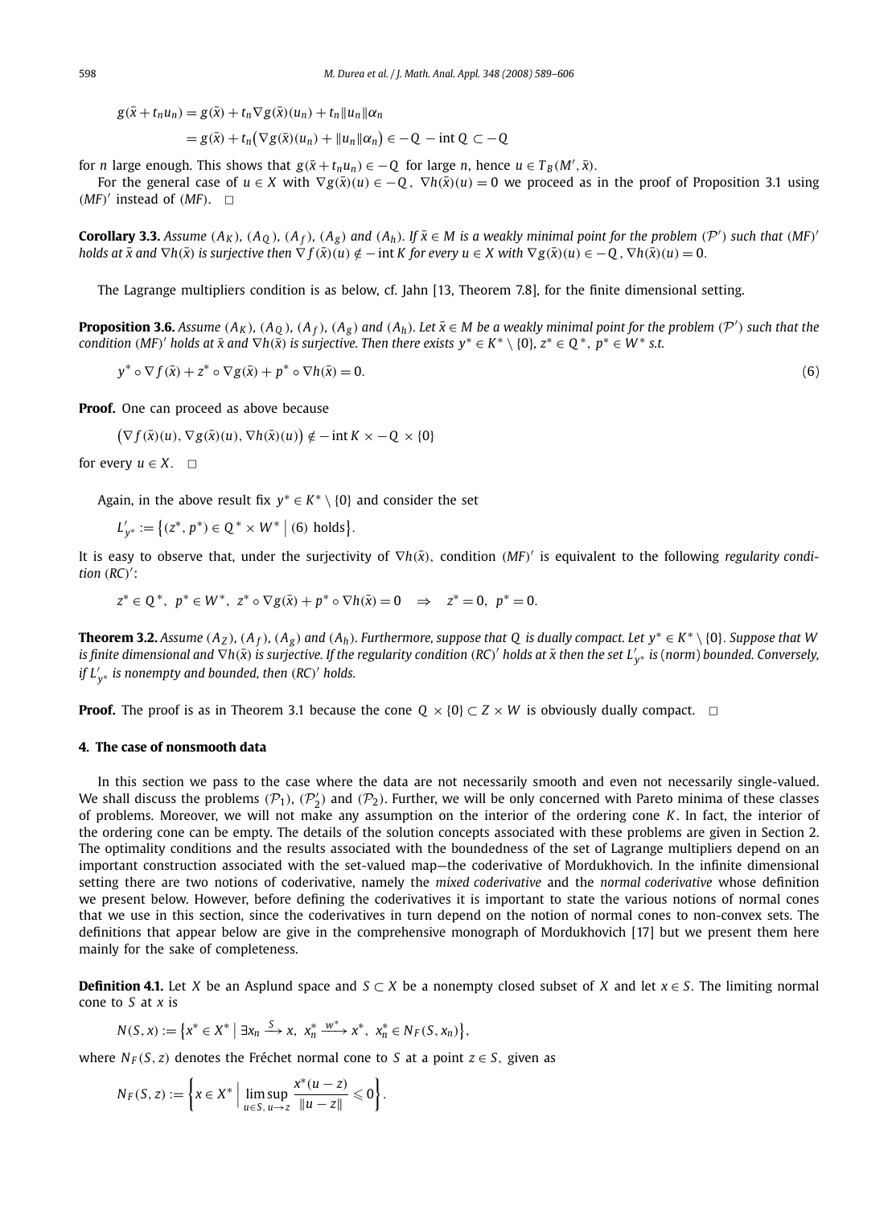$$
\begin{aligned}
g(\bar{x}+t_n u_n) &= g(\bar{x}) + t_n \nabla g(\bar{x})(u_n) + t_n \|u_n\| \alpha_n \\
&= g(\bar{x}) + t_n\big(\nabla g(\bar{x})(u_n) + \|u_n\|\alpha_n\big) \in -Q - \operatorname{int} Q \subset -Q
\end{aligned}
$$

for $n$ large enough. This shows that $g(\bar{x}+t_n u_n) \in -Q$ for large $n$, hence $u \in T_B(M', \bar{x})$.

For the general case of $u \in X$ with $\nabla g(\bar{x})(u) \in -Q$, $\nabla h(\bar{x})(u) = 0$ we proceed as in the proof of Proposition 3.1 using $(MF)'$ instead of $(MF)$. □

**Corollary 3.3.** *Assume $(A_K)$, $(A_Q)$, $(A_f)$, $(A_g)$ and $(A_h)$. If $\bar{x} \in M$ is a weakly minimal point for the problem $(\mathcal{P}')$ such that $(MF)'$ holds at $\bar{x}$ and $\nabla h(\bar{x})$ is surjective then $\nabla f(\bar{x})(u) \notin -\operatorname{int} K$ for every $u \in X$ with $\nabla g(\bar{x})(u) \in -Q$, $\nabla h(\bar{x})(u) = 0$.*

The Lagrange multipliers condition is as below, cf. Jahn [13, Theorem 7.8], for the finite dimensional setting.

**Proposition 3.6.** *Assume $(A_K)$, $(A_Q)$, $(A_f)$, $(A_g)$ and $(A_h)$. Let $\bar{x} \in M$ be a weakly minimal point for the problem $(\mathcal{P}')$ such that the condition $(MF)'$ holds at $\bar{x}$ and $\nabla h(\bar{x})$ is surjective. Then there exists $y^* \in K^* \setminus \{0\}$, $z^* \in Q^*$, $p^* \in W^*$ s.t.*

$$
y^* \circ \nabla f(\bar{x}) + z^* \circ \nabla g(\bar{x}) + p^* \circ \nabla h(\bar{x}) = 0. \tag{6}
$$

**Proof.** One can proceed as above because

$$
\big(\nabla f(\bar{x})(u), \nabla g(\bar{x})(u), \nabla h(\bar{x})(u)\big) \notin -\operatorname{int} K \times -Q \times \{0\}
$$

for every $u \in X$. □

Again, in the above result fix $y^* \in K^* \setminus \{0\}$ and consider the set

$$
L'_{y^*} := \big\{(z^*, p^*) \in Q^* \times W^* \;\big|\; (6) \text{ holds}\big\}.
$$

It is easy to observe that, under the surjectivity of $\nabla h(\bar{x})$, condition $(MF)'$ is equivalent to the following *regularity condition* $(RC)'$:

$$
z^* \in Q^*,\ \ p^* \in W^*,\ \ z^* \circ \nabla g(\bar{x}) + p^* \circ \nabla h(\bar{x}) = 0 \quad \Rightarrow \quad z^* = 0,\ \ p^* = 0.
$$

**Theorem 3.2.** *Assume $(A_Z)$, $(A_f)$, $(A_g)$ and $(A_h)$. Furthermore, suppose that $Q$ is dually compact. Let $y^* \in K^* \setminus \{0\}$. Suppose that $W$ is finite dimensional and $\nabla h(\bar{x})$ is surjective. If the regularity condition $(RC)'$ holds at $\bar{x}$ then the set $L'_{y^*}$ is (norm) bounded. Conversely, if $L'_{y^*}$ is nonempty and bounded, then $(RC)'$ holds.*

**Proof.** The proof is as in Theorem 3.1 because the cone $Q \times \{0\} \subset Z \times W$ is obviously dually compact. □

## 4. The case of nonsmooth data

In this section we pass to the case where the data are not necessarily smooth and even not necessarily single-valued. We shall discuss the problems $(\mathcal{P}_1)$, $(\mathcal{P}'_2)$ and $(\mathcal{P}_2)$. Further, we will be only concerned with Pareto minima of these classes of problems. Moreover, we will not make any assumption on the interior of the ordering cone $K$. In fact, the interior of the ordering cone can be empty. The details of the solution concepts associated with these problems are given in Section 2. The optimality conditions and the results associated with the boundedness of the set of Lagrange multipliers depend on an important construction associated with the set-valued map—the coderivative of Mordukhovich. In the infinite dimensional setting there are two notions of coderivative, namely the *mixed coderivative* and the *normal coderivative* whose definition we present below. However, before defining the coderivatives it is important to state the various notions of normal cones that we use in this section, since the coderivatives in turn depend on the notion of normal cones to non-convex sets. The definitions that appear below are give in the comprehensive monograph of Mordukhovich [17] but we present them here mainly for the sake of completeness.

**Definition 4.1.** Let $X$ be an Asplund space and $S \subset X$ be a nonempty closed subset of $X$ and let $x \in S$. The limiting normal cone to $S$ at $x$ is

$$
N(S, x) := \big\{x^* \in X^* \;\big|\; \exists x_n \xrightarrow{S} x,\ x_n^* \xrightarrow{w^*} x^*,\ x_n^* \in N_F(S, x_n)\big\},
$$

where $N_F(S, z)$ denotes the Fréchet normal cone to $S$ at a point $z \in S$, given as

$$
N_F(S, z) := \left\{x \in X^* \;\middle|\; \limsup_{u \in S,\, u \to z} \frac{x^*(u-z)}{\|u-z\|} \leqslant 0\right\}.
$$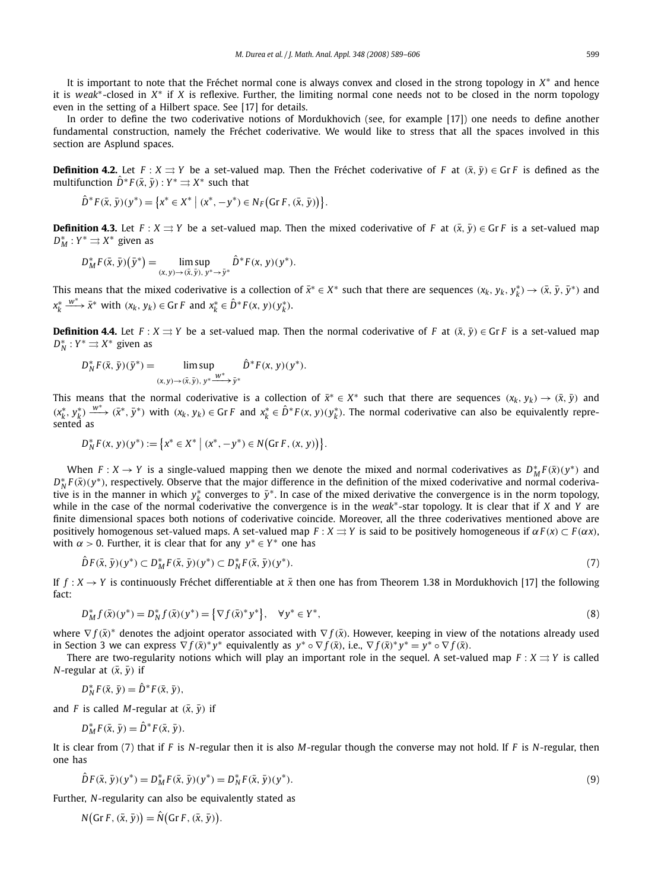It is important to note that the Fréchet normal cone is always convex and closed in the strong topology in $X^*$ and hence it is *weak*\*-closed in $X^*$ if $X$ is reflexive. Further, the limiting normal cone needs not to be closed in the norm topology even in the setting of a Hilbert space. See [17] for details.

In order to define the two coderivative notions of Mordukhovich (see, for example [17]) one needs to define another fundamental construction, namely the Fréchet coderivative. We would like to stress that all the spaces involved in this section are Asplund spaces.

**Definition 4.2.** Let $F : X \rightrightarrows Y$ be a set-valued map. Then the Fréchet coderivative of $F$ at $(\bar{x}, \bar{y}) \in \operatorname{Gr} F$ is defined as the multifunction $\hat{D}^* F(\bar{x}, \bar{y}) : Y^* \rightrightarrows X^*$ such that

$$\hat{D}^* F(\bar{x}, \bar{y})(y^*) = \left\{ x^* \in X^* \mid (x^*, -y^*) \in N_F\big(\operatorname{Gr} F, (\bar{x}, \bar{y})\big) \right\}.$$

**Definition 4.3.** Let $F : X \rightrightarrows Y$ be a set-valued map. Then the mixed coderivative of $F$ at $(\bar{x}, \bar{y}) \in \operatorname{Gr} F$ is a set-valued map $D_M^* : Y^* \rightrightarrows X^*$ given as

$$D_M^* F(\bar{x}, \bar{y})\big(\bar{y}^*\big) = \limsup_{(x,y) \to (\bar{x}, \bar{y}),\ y^* \to \bar{y}^*} \hat{D}^* F(x, y)(y^*).$$

This means that the mixed coderivative is a collection of $\bar{x}^* \in X^*$ such that there are sequences $(x_k, y_k, y_k^*) \to (\bar{x}, \bar{y}, \bar{y}^*)$ and $x_k^* \xrightarrow{w^*} \bar{x}^*$ with $(x_k, y_k) \in \operatorname{Gr} F$ and $x_k^* \in \hat{D}^* F(x, y)(y_k^*)$.

**Definition 4.4.** Let $F : X \rightrightarrows Y$ be a set-valued map. Then the normal coderivative of $F$ at $(\bar{x}, \bar{y}) \in \operatorname{Gr} F$ is a set-valued map $D_N^* : Y^* \rightrightarrows X^*$ given as

$$D_N^* F(\bar{x}, \bar{y})(\bar{y}^*) = \limsup_{(x,y) \to (\bar{x}, \bar{y}),\ y^* \xrightarrow{w^*} \bar{y}^*} \hat{D}^* F(x, y)(y^*).$$

This means that the normal coderivative is a collection of $\bar{x}^* \in X^*$ such that there are sequences $(x_k, y_k) \to (\bar{x}, \bar{y})$ and $(x_k^*, y_k^*) \xrightarrow{w^*} (\bar{x}^*, \bar{y}^*)$ with $(x_k, y_k) \in \operatorname{Gr} F$ and $x_k^* \in \hat{D}^* F(x, y)(y_k^*)$. The normal coderivative can also be equivalently represented as

$$D_N^* F(x, y)(y^*) := \left\{ x^* \in X^* \mid (x^*, -y^*) \in N\big(\operatorname{Gr} F, (x, y)\big) \right\}.$$

When $F : X \to Y$ is a single-valued mapping then we denote the mixed and normal coderivatives as $D_M^* F(\bar{x})(y^*)$ and $D_N^* F(\bar{x})(y^*)$, respectively. Observe that the major difference in the definition of the mixed coderivative and normal coderivative is in the manner in which $y_k^*$ converges to $\bar{y}^*$. In case of the mixed derivative the convergence is in the norm topology, while in the case of the normal coderivative the convergence is in the *weak*\*-star topology. It is clear that if $X$ and $Y$ are finite dimensional spaces both notions of coderivative coincide. Moreover, all the three coderivatives mentioned above are positively homogenous set-valued maps. A set-valued map $F : X \rightrightarrows Y$ is said to be positively homogeneous if $\alpha F(x) \subset F(\alpha x)$, with $\alpha > 0$. Further, it is clear that for any $y^* \in Y^*$ one has

$$\hat{D} F(\bar{x}, \bar{y})(y^*) \subset D_M^* F(\bar{x}, \bar{y})(y^*) \subset D_N^* F(\bar{x}, \bar{y})(y^*). \tag{7}$$

If $f : X \to Y$ is continuously Fréchet differentiable at $\bar{x}$ then one has from Theorem 1.38 in Mordukhovich [17] the following fact:

$$D_M^* f(\bar{x})(y^*) = D_N^* f(\bar{x})(y^*) = \left\{ \nabla f(\bar{x})^* y^* \right\}, \quad \forall y^* \in Y^*, \tag{8}$$

where $\nabla f(\bar{x})^*$ denotes the adjoint operator associated with $\nabla f(\bar{x})$. However, keeping in view of the notations already used in Section 3 we can express $\nabla f(\bar{x})^* y^*$ equivalently as $y^* \circ \nabla f(\bar{x})$, i.e., $\nabla f(\bar{x})^* y^* = y^* \circ \nabla f(\bar{x})$.

There are two-regularity notions which will play an important role in the sequel. A set-valued map $F : X \rightrightarrows Y$ is called $N$-regular at $(\bar{x}, \bar{y})$ if

$$D_N^* F(\bar{x}, \bar{y}) = \hat{D}^* F(\bar{x}, \bar{y}),$$

and $F$ is called $M$-regular at $(\bar{x}, \bar{y})$ if

$$D_M^* F(\bar{x}, \bar{y}) = \hat{D}^* F(\bar{x}, \bar{y}).$$

It is clear from (7) that if $F$ is $N$-regular then it is also $M$-regular though the converse may not hold. If $F$ is $N$-regular, then one has

$$\hat{D} F(\bar{x}, \bar{y})(y^*) = D_M^* F(\bar{x}, \bar{y})(y^*) = D_N^* F(\bar{x}, \bar{y})(y^*). \tag{9}$$

Further, $N$-regularity can also be equivalently stated as

$$N\big(\operatorname{Gr} F, (\bar{x}, \bar{y})\big) = \hat{N}\big(\operatorname{Gr} F, (\bar{x}, \bar{y})\big).$$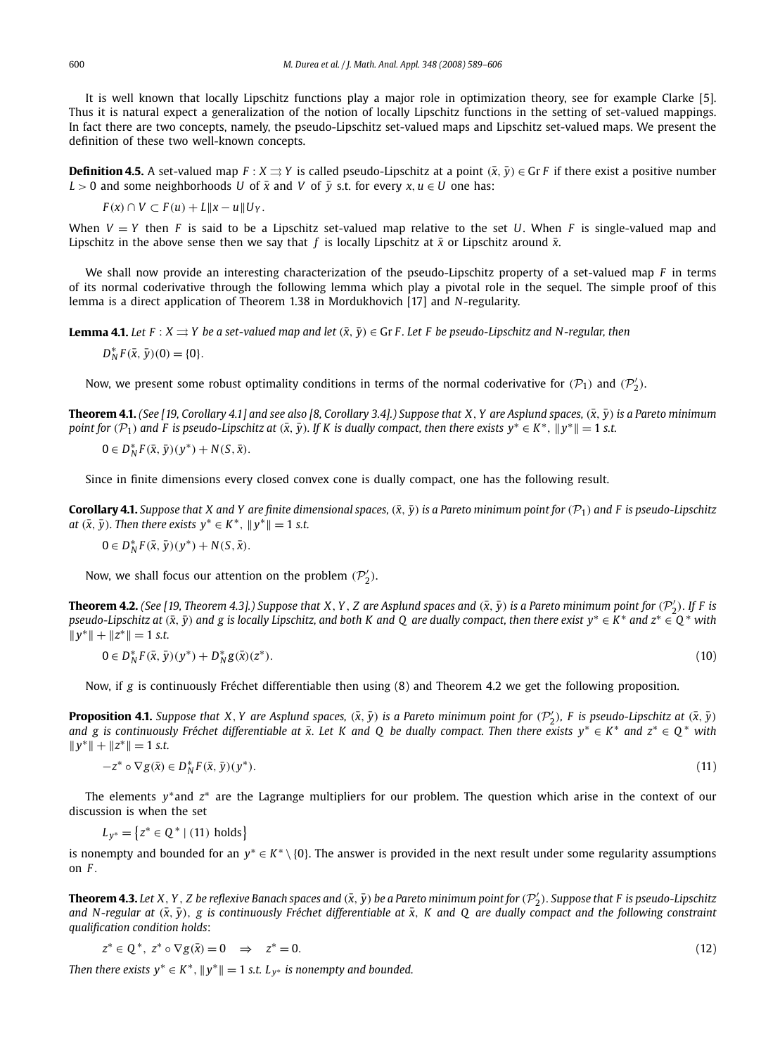It is well known that locally Lipschitz functions play a major role in optimization theory, see for example Clarke [5]. Thus it is natural expect a generalization of the notion of locally Lipschitz functions in the setting of set-valued mappings. In fact there are two concepts, namely, the pseudo-Lipschitz set-valued maps and Lipschitz set-valued maps. We present the definition of these two well-known concepts.

**Definition 4.5.** A set-valued map $F : X \rightrightarrows Y$ is called pseudo-Lipschitz at a point $(\bar{x}, \bar{y}) \in \operatorname{Gr} F$ if there exist a positive number $L > 0$ and some neighborhoods $U$ of $\bar{x}$ and $V$ of $\bar{y}$ s.t. for every $x, u \in U$ one has:

$$F(x) \cap V \subset F(u) + L\|x - u\| U_Y.$$

When $V = Y$ then $F$ is said to be a Lipschitz set-valued map relative to the set $U$. When $F$ is single-valued map and Lipschitz in the above sense then we say that $f$ is locally Lipschitz at $\bar{x}$ or Lipschitz around $\bar{x}$.

We shall now provide an interesting characterization of the pseudo-Lipschitz property of a set-valued map $F$ in terms of its normal coderivative through the following lemma which play a pivotal role in the sequel. The simple proof of this lemma is a direct application of Theorem 1.38 in Mordukhovich [17] and $N$-regularity.

**Lemma 4.1.** *Let $F : X \rightrightarrows Y$ be a set-valued map and let $(\bar{x}, \bar{y}) \in \operatorname{Gr} F$. Let $F$ be pseudo-Lipschitz and $N$-regular, then*

$$D_N^* F(\bar{x}, \bar{y})(0) = \{0\}.$$

Now, we present some robust optimality conditions in terms of the normal coderivative for $(\mathcal{P}_1)$ and $(\mathcal{P}_2')$.

**Theorem 4.1.** *(See [19, Corollary 4.1] and see also [8, Corollary 3.4].) Suppose that $X, Y$ are Asplund spaces, $(\bar{x}, \bar{y})$ is a Pareto minimum point for $(\mathcal{P}_1)$ and $F$ is pseudo-Lipschitz at $(\bar{x}, \bar{y})$. If $K$ is dually compact, then there exists $y^* \in K^*$, $\|y^*\| = 1$ s.t.*

$$0 \in D_N^* F(\bar{x}, \bar{y})(y^*) + N(S, \bar{x}).$$

Since in finite dimensions every closed convex cone is dually compact, one has the following result.

**Corollary 4.1.** *Suppose that $X$ and $Y$ are finite dimensional spaces, $(\bar{x}, \bar{y})$ is a Pareto minimum point for $(\mathcal{P}_1)$ and $F$ is pseudo-Lipschitz at $(\bar{x}, \bar{y})$. Then there exists $y^* \in K^*$, $\|y^*\| = 1$ s.t.*

$$0 \in D_N^* F(\bar{x}, \bar{y})(y^*) + N(S, \bar{x}).$$

Now, we shall focus our attention on the problem $(\mathcal{P}_2')$.

**Theorem 4.2.** *(See [19, Theorem 4.3].) Suppose that $X, Y, Z$ are Asplund spaces and $(\bar{x}, \bar{y})$ is a Pareto minimum point for $(\mathcal{P}_2')$. If $F$ is pseudo-Lipschitz at $(\bar{x}, \bar{y})$ and $g$ is locally Lipschitz, and both $K$ and $Q$ are dually compact, then there exist $y^* \in K^*$ and $z^* \in Q^*$ with $\|y^*\| + \|z^*\| = 1$ s.t.*

$$0 \in D_N^* F(\bar{x}, \bar{y})(y^*) + D_N^* g(\bar{x})(z^*). \tag{10}$$

Now, if $g$ is continuously Fréchet differentiable then using (8) and Theorem 4.2 we get the following proposition.

**Proposition 4.1.** *Suppose that $X, Y$ are Asplund spaces, $(\bar{x}, \bar{y})$ is a Pareto minimum point for $(\mathcal{P}_2')$, $F$ is pseudo-Lipschitz at $(\bar{x}, \bar{y})$ and $g$ is continuously Fréchet differentiable at $\bar{x}$. Let $K$ and $Q$ be dually compact. Then there exists $y^* \in K^*$ and $z^* \in Q^*$ with $\|y^*\| + \|z^*\| = 1$ s.t.*

$$-z^* \circ \nabla g(\bar{x}) \in D_N^* F(\bar{x}, \bar{y})(y^*). \tag{11}$$

The elements $y^*$and $z^*$ are the Lagrange multipliers for our problem. The question which arise in the context of our discussion is when the set

$$L_{y^*} = \{ z^* \in Q^* \mid (11) \text{ holds} \}$$

is nonempty and bounded for an $y^* \in K^* \setminus \{0\}$. The answer is provided in the next result under some regularity assumptions on $F$.

**Theorem 4.3.** *Let $X, Y, Z$ be reflexive Banach spaces and $(\bar{x}, \bar{y})$ be a Pareto minimum point for $(\mathcal{P}_2')$. Suppose that $F$ is pseudo-Lipschitz and $N$-regular at $(\bar{x}, \bar{y})$, $g$ is continuously Fréchet differentiable at $\bar{x}$, $K$ and $Q$ are dually compact and the following constraint qualification condition holds:*

$$z^* \in Q^*, \ z^* \circ \nabla g(\bar{x}) = 0 \quad \Rightarrow \quad z^* = 0. \tag{12}$$

*Then there exists $y^* \in K^*$, $\|y^*\| = 1$ s.t. $L_{y^*}$ is nonempty and bounded.*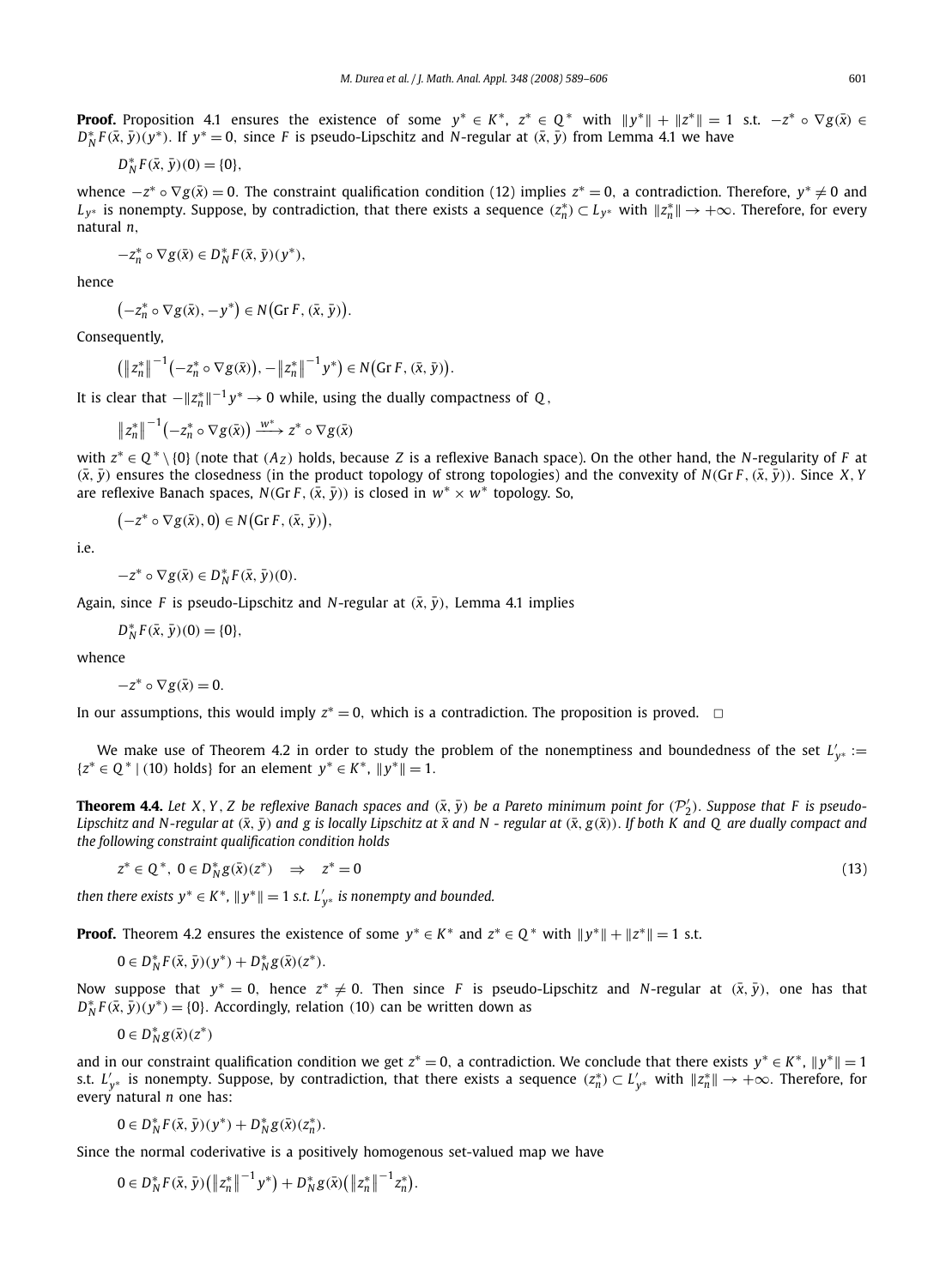**Proof.** Proposition 4.1 ensures the existence of some $y^* \in K^*$, $z^* \in Q^*$ with $\|y^*\| + \|z^*\| = 1$ s.t. $-z^* \circ \nabla g(\bar{x}) \in D_N^* F(\bar{x}, \bar{y})(y^*)$. If $y^* = 0$, since $F$ is pseudo-Lipschitz and $N$-regular at $(\bar{x}, \bar{y})$ from Lemma 4.1 we have

$$D_N^* F(\bar{x}, \bar{y})(0) = \{0\},$$

whence $-z^* \circ \nabla g(\bar{x}) = 0$. The constraint qualification condition (12) implies $z^* = 0$, a contradiction. Therefore, $y^* \neq 0$ and $L_{y^*}$ is nonempty. Suppose, by contradiction, that there exists a sequence $(z_n^*) \subset L_{y^*}$ with $\|z_n^*\| \to +\infty$. Therefore, for every natural $n$,

$$-z_n^* \circ \nabla g(\bar{x}) \in D_N^* F(\bar{x}, \bar{y})(y^*),$$

hence

$$\left(-z_n^* \circ \nabla g(\bar{x}), -y^*\right) \in N\left(\operatorname{Gr} F, (\bar{x}, \bar{y})\right).$$

Consequently,

$$\left(\|z_n^*\|^{-1}\left(-z_n^* \circ \nabla g(\bar{x})\right), -\|z_n^*\|^{-1} y^*\right) \in N\left(\operatorname{Gr} F, (\bar{x}, \bar{y})\right).$$

It is clear that $-\|z_n^*\|^{-1} y^* \to 0$ while, using the dually compactness of $Q$,

$$\|z_n^*\|^{-1}\left(-z_n^* \circ \nabla g(\bar{x})\right) \xrightarrow{w^*} z^* \circ \nabla g(\bar{x})$$

with $z^* \in Q^* \setminus \{0\}$ (note that $(A_Z)$ holds, because $Z$ is a reflexive Banach space). On the other hand, the $N$-regularity of $F$ at $(\bar{x}, \bar{y})$ ensures the closedness (in the product topology of strong topologies) and the convexity of $N(\operatorname{Gr} F, (\bar{x}, \bar{y}))$. Since $X, Y$ are reflexive Banach spaces, $N(\operatorname{Gr} F, (\bar{x}, \bar{y}))$ is closed in $w^* \times w^*$ topology. So,

$$\left(-z^* \circ \nabla g(\bar{x}), 0\right) \in N\left(\operatorname{Gr} F, (\bar{x}, \bar{y})\right),$$

i.e.

$$-z^* \circ \nabla g(\bar{x}) \in D_N^* F(\bar{x}, \bar{y})(0).$$

Again, since $F$ is pseudo-Lipschitz and $N$-regular at $(\bar{x}, \bar{y})$, Lemma 4.1 implies

$$D_N^* F(\bar{x}, \bar{y})(0) = \{0\},$$

whence

$$-z^* \circ \nabla g(\bar{x}) = 0.$$

In our assumptions, this would imply $z^* = 0$, which is a contradiction. The proposition is proved. $\square$

We make use of Theorem 4.2 in order to study the problem of the nonemptiness and boundedness of the set $L'_{y^*} := \{z^* \in Q^* \mid (10) \text{ holds}\}$ for an element $y^* \in K^*$, $\|y^*\| = 1$.

**Theorem 4.4.** *Let $X, Y, Z$ be reflexive Banach spaces and $(\bar{x}, \bar{y})$ be a Pareto minimum point for $(\mathcal{P}_2')$. Suppose that $F$ is pseudo-Lipschitz and $N$-regular at $(\bar{x}, \bar{y})$ and $g$ is locally Lipschitz at $\bar{x}$ and $N$ - regular at $(\bar{x}, g(\bar{x}))$. If both $K$ and $Q$ are dually compact and the following constraint qualification condition holds*

$$z^* \in Q^*, \; 0 \in D_N^* g(\bar{x})(z^*) \quad \Rightarrow \quad z^* = 0 \tag{13}$$

*then there exists $y^* \in K^*$, $\|y^*\| = 1$ s.t. $L'_{y^*}$ is nonempty and bounded.*

**Proof.** Theorem 4.2 ensures the existence of some $y^* \in K^*$ and $z^* \in Q^*$ with $\|y^*\| + \|z^*\| = 1$ s.t.

$$0 \in D_N^* F(\bar{x}, \bar{y})(y^*) + D_N^* g(\bar{x})(z^*).$$

Now suppose that $y^* = 0$, hence $z^* \neq 0$. Then since $F$ is pseudo-Lipschitz and $N$-regular at $(\bar{x}, \bar{y})$, one has that $D_N^* F(\bar{x}, \bar{y})(y^*) = \{0\}$. Accordingly, relation (10) can be written down as

$$0 \in D_N^* g(\bar{x})(z^*)$$

and in our constraint qualification condition we get $z^* = 0$, a contradiction. We conclude that there exists $y^* \in K^*$, $\|y^*\| = 1$ s.t. $L'_{y^*}$ is nonempty. Suppose, by contradiction, that there exists a sequence $(z_n^*) \subset L'_{y^*}$ with $\|z_n^*\| \to +\infty$. Therefore, for every natural $n$ one has:

$$0 \in D_N^* F(\bar{x}, \bar{y})(y^*) + D_N^* g(\bar{x})(z_n^*).$$

Since the normal coderivative is a positively homogenous set-valued map we have

$$0 \in D_N^* F(\bar{x}, \bar{y})\left(\|z_n^*\|^{-1} y^*\right) + D_N^* g(\bar{x})\left(\|z_n^*\|^{-1} z_n^*\right).$$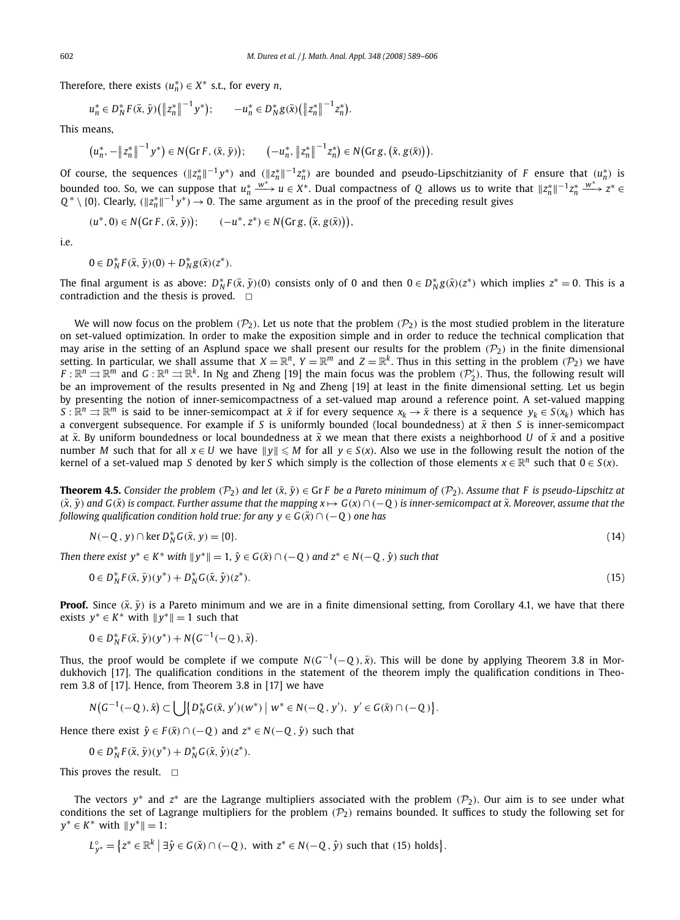Therefore, there exists $(u_n^*) \in X^*$ s.t., for every $n$,

$$u_n^* \in D_N^* F(\bar{x}, \bar{y})\big(\|z_n^*\|^{-1} y^*\big); \qquad -u_n^* \in D_N^* g(\bar{x})\big(\|z_n^*\|^{-1} z_n^*\big).$$

This means,

$$\big(u_n^*, -\|z_n^*\|^{-1} y^*\big) \in N\big(\operatorname{Gr} F, (\bar{x}, \bar{y})\big); \qquad \big(-u_n^*, \|z_n^*\|^{-1} z_n^*\big) \in N\big(\operatorname{Gr} g, \big(\bar{x}, g(\bar{x})\big)\big).$$

Of course, the sequences $(\|z_n^*\|^{-1} y^*)$ and $(\|z_n^*\|^{-1} z_n^*)$ are bounded and pseudo-Lipschitzianity of $F$ ensure that $(u_n^*)$ is bounded too. So, we can suppose that $u_n^* \xrightarrow{w^*} u \in X^*$. Dual compactness of $Q$ allows us to write that $\|z_n^*\|^{-1} z_n^* \xrightarrow{w^*} z^* \in Q^* \setminus \{0\}$. Clearly, $(\|z_n^*\|^{-1} y^*) \to 0$. The same argument as in the proof of the preceding result gives

$$(u^*, 0) \in N\big(\operatorname{Gr} F, (\bar{x}, \bar{y})\big); \qquad (-u^*, z^*) \in N\big(\operatorname{Gr} g, \big(\bar{x}, g(\bar{x})\big)\big),$$

i.e.

$$0 \in D_N^* F(\bar{x}, \bar{y})(0) + D_N^* g(\bar{x})(z^*).$$

The final argument is as above: $D_N^* F(\bar{x}, \bar{y})(0)$ consists only of 0 and then $0 \in D_N^* g(\bar{x})(z^*)$ which implies $z^* = 0$. This is a contradiction and the thesis is proved. $\square$

We will now focus on the problem $(\mathcal{P}_2)$. Let us note that the problem $(\mathcal{P}_2)$ is the most studied problem in the literature on set-valued optimization. In order to make the exposition simple and in order to reduce the technical complication that may arise in the setting of an Asplund space we shall present our results for the problem $(\mathcal{P}_2)$ in the finite dimensional setting. In particular, we shall assume that $X = \mathbb{R}^n$, $Y = \mathbb{R}^m$ and $Z = \mathbb{R}^k$. Thus in this setting in the problem $(\mathcal{P}_2)$ we have $F : \mathbb{R}^n \rightrightarrows \mathbb{R}^m$ and $G : \mathbb{R}^n \rightrightarrows \mathbb{R}^k$. In Ng and Zheng [19] the main focus was the problem $(\mathcal{P}_2')$. Thus, the following result will be an improvement of the results presented in Ng and Zheng [19] at least in the finite dimensional setting. Let us begin by presenting the notion of inner-semicompactness of a set-valued map around a reference point. A set-valued mapping $S : \mathbb{R}^n \rightrightarrows \mathbb{R}^m$ is said to be inner-semicompact at $\bar{x}$ if for every sequence $x_k \to \bar{x}$ there is a sequence $y_k \in S(x_k)$ which has a convergent subsequence. For example if $S$ is uniformly bounded (local boundedness) at $\bar{x}$ then $S$ is inner-semicompact at $\bar{x}$. By uniform boundedness or local boundedness at $\bar{x}$ we mean that there exists a neighborhood $U$ of $\bar{x}$ and a positive number $M$ such that for all $x \in U$ we have $\|y\| \leqslant M$ for all $y \in S(x)$. Also we use in the following result the notion of the kernel of a set-valued map $S$ denoted by $\ker S$ which simply is the collection of those elements $x \in \mathbb{R}^n$ such that $0 \in S(x)$.

**Theorem 4.5.** *Consider the problem $(\mathcal{P}_2)$ and let $(\bar{x}, \bar{y}) \in \operatorname{Gr} F$ be a Pareto minimum of $(\mathcal{P}_2)$. Assume that $F$ is pseudo-Lipschitz at $(\bar{x}, \bar{y})$ and $G(\bar{x})$ is compact. Further assume that the mapping $x \mapsto G(x) \cap (-Q)$ is inner-semicompact at $\bar{x}$. Moreover, assume that the following qualification condition hold true: for any $y \in G(\bar{x}) \cap (-Q)$ one has*

$$N(-Q, y) \cap \ker D_N^* G(\bar{x}, y) = \{0\}. \tag{14}$$

*Then there exist $y^* \in K^*$ with $\|y^*\| = 1$, $\hat{y} \in G(\bar{x}) \cap (-Q)$ and $z^* \in N(-Q, \hat{y})$ such that*

$$0 \in D_N^* F(\bar{x}, \bar{y})(y^*) + D_N^* G(\bar{x}, \hat{y})(z^*). \tag{15}$$

**Proof.** Since $(\bar{x}, \bar{y})$ is a Pareto minimum and we are in a finite dimensional setting, from Corollary 4.1, we have that there exists $y^* \in K^*$ with $\|y^*\| = 1$ such that

$$0 \in D_N^* F(\bar{x}, \bar{y})(y^*) + N\big(G^{-1}(-Q), \bar{x}\big).$$

Thus, the proof would be complete if we compute $N(G^{-1}(-Q), \bar{x})$. This will be done by applying Theorem 3.8 in Mordukhovich [17]. The qualification conditions in the statement of the theorem imply the qualification conditions in Theorem 3.8 of [17]. Hence, from Theorem 3.8 in [17] we have

$$N\big(G^{-1}(-Q), \bar{x}\big) \subset \bigcup \big\{ D_N^* G(\bar{x}, y')(w^*) \;\big|\; w^* \in N(-Q, y'),\; y' \in G(\bar{x}) \cap (-Q) \big\}.$$

Hence there exist $\hat{y} \in F(\bar{x}) \cap (-Q)$ and $z^* \in N(-Q, \hat{y})$ such that

$$0 \in D_N^* F(\bar{x}, \bar{y})(y^*) + D_N^* G(\bar{x}, \hat{y})(z^*).$$

This proves the result. $\square$

The vectors $y^*$ and $z^*$ are the Lagrange multipliers associated with the problem $(\mathcal{P}_2)$. Our aim is to see under what conditions the set of Lagrange multipliers for the problem $(\mathcal{P}_2)$ remains bounded. It suffices to study the following set for $y^* \in K^*$ with $\|y^*\| = 1$:

$$L_{y^*}^{\circ} = \big\{ z^* \in \mathbb{R}^k \;\big|\; \exists \hat{y} \in G(\bar{x}) \cap (-Q),\ \text{with } z^* \in N(-Q, \hat{y}) \text{ such that (15) holds} \big\}.$$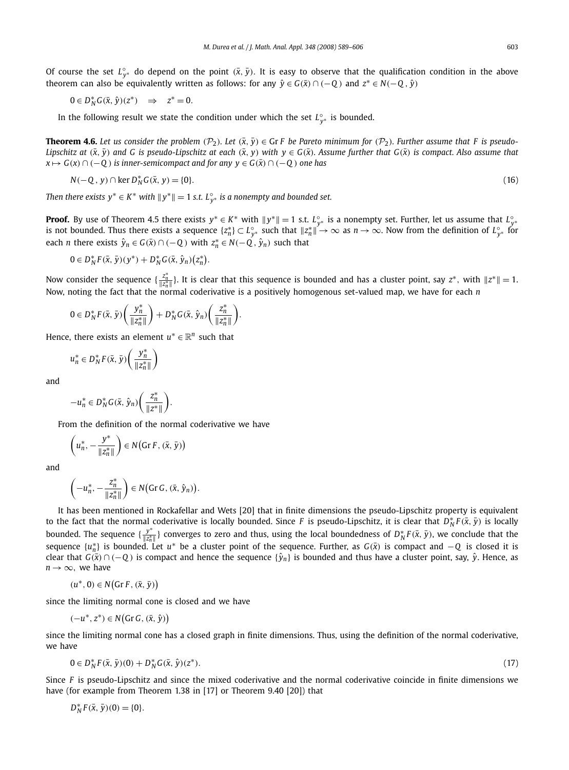Of course the set $L^{\circ}_{y^*}$ do depend on the point $(\bar{x}, \bar{y})$. It is easy to observe that the qualification condition in the above theorem can also be equivalently written as follows: for any $\hat{y} \in G(\bar{x}) \cap (-Q)$ and $z^* \in N(-Q, \hat{y})$

$$0 \in D^*_N G(\bar{x}, \hat{y})(z^*) \quad \Rightarrow \quad z^* = 0.$$

In the following result we state the condition under which the set $L^{\circ}_{y^*}$ is bounded.

**Theorem 4.6.** *Let us consider the problem $(\mathcal{P}_2)$. Let $(\bar{x}, \bar{y}) \in \operatorname{Gr} F$ be Pareto minimum for $(\mathcal{P}_2)$. Further assume that $F$ is pseudo-Lipschitz at $(\bar{x}, \bar{y})$ and $G$ is pseudo-Lipschitz at each $(\bar{x}, y)$ with $y \in G(\bar{x})$. Assume further that $G(\bar{x})$ is compact. Also assume that $x \mapsto G(x) \cap (-Q)$ is inner-semicompact and for any $y \in G(\bar{x}) \cap (-Q)$ one has*

$$N(-Q, y) \cap \ker D^*_N G(\bar{x}, y) = \{0\}. \tag{16}$$

*Then there exists $y^* \in K^*$ with $\|y^*\| = 1$ s.t. $L^{\circ}_{y^*}$ is a nonempty and bounded set.*

**Proof.** By use of Theorem 4.5 there exists $y^* \in K^*$ with $\|y^*\| = 1$ s.t. $L^{\circ}_{y^*}$ is a nonempty set. Further, let us assume that $L^{\circ}_{y^*}$ is not bounded. Thus there exists a sequence $\{z^*_n\} \subset L^{\circ}_{y^*}$ such that $\|z^*_n\| \to \infty$ as $n \to \infty$. Now from the definition of $L^{\circ}_{y^*}$ for each $n$ there exists $\hat{y}_n \in G(\bar{x}) \cap (-Q)$ with $z^*_n \in N(-Q, \hat{y}_n)$ such that

$$0 \in D^*_N F(\bar{x}, \bar{y})(y^*) + D^*_N G(\bar{x}, \hat{y}_n)(z^*_n).$$

Now consider the sequence $\{\frac{z^*_n}{\|z^*_n\|}\}$. It is clear that this sequence is bounded and has a cluster point, say $z^*$, with $\|z^*\| = 1$. Now, noting the fact that the normal coderivative is a positively homogenous set-valued map, we have for each $n$

$$0 \in D^*_N F(\bar{x}, \bar{y})\left(\frac{y^*_n}{\|z^*_n\|}\right) + D^*_N G(\bar{x}, \hat{y}_n)\left(\frac{z^*_n}{\|z^*_n\|}\right).$$

Hence, there exists an element $u^* \in \mathbb{R}^n$ such that

$$u^*_n \in D^*_N F(\bar{x}, \bar{y})\left(\frac{y^*_n}{\|z^*_n\|}\right)$$

and

$$-u^*_n \in D^*_N G(\bar{x}, \hat{y}_n)\left(\frac{z^*_n}{\|z^*\|}\right).$$

From the definition of the normal coderivative we have

$$\left(u^*_n, -\frac{y^*}{\|z^*_n\|}\right) \in N\big(\operatorname{Gr} F, (\bar{x}, \bar{y})\big)$$

and

$$\left(-u^*_n, -\frac{z^*_n}{\|z^*_n\|}\right) \in N\big(\operatorname{Gr} G, (\bar{x}, \hat{y}_n)\big).$$

It has been mentioned in Rockafellar and Wets [20] that in finite dimensions the pseudo-Lipschitz property is equivalent to the fact that the normal coderivative is locally bounded. Since $F$ is pseudo-Lipschitz, it is clear that $D^*_N F(\bar{x}, \bar{y})$ is locally bounded. The sequence $\{\frac{y^*}{\|z^*_n\|}\}$ converges to zero and thus, using the local boundedness of $D^*_N F(\bar{x}, \bar{y})$, we conclude that the sequence $\{u^*_n\}$ is bounded. Let $u^*$ be a cluster point of the sequence. Further, as $G(\bar{x})$ is compact and $-Q$ is closed it is clear that $G(\bar{x}) \cap (-Q)$ is compact and hence the sequence $\{\hat{y}_n\}$ is bounded and thus have a cluster point, say, $\hat{y}$. Hence, as $n \to \infty$, we have

$$(u^*, 0) \in N\big(\operatorname{Gr} F, (\bar{x}, \bar{y})\big)$$

since the limiting normal cone is closed and we have

$$(-u^*, z^*) \in N\big(\operatorname{Gr} G, (\bar{x}, \hat{y})\big)$$

since the limiting normal cone has a closed graph in finite dimensions. Thus, using the definition of the normal coderivative, we have

$$0 \in D^*_N F(\bar{x}, \bar{y})(0) + D^*_N G(\bar{x}, \hat{y})(z^*). \tag{17}$$

Since $F$ is pseudo-Lipschitz and since the mixed coderivative and the normal coderivative coincide in finite dimensions we have (for example from Theorem 1.38 in [17] or Theorem 9.40 [20]) that

$$D^*_N F(\bar{x}, \bar{y})(0) = \{0\}.$$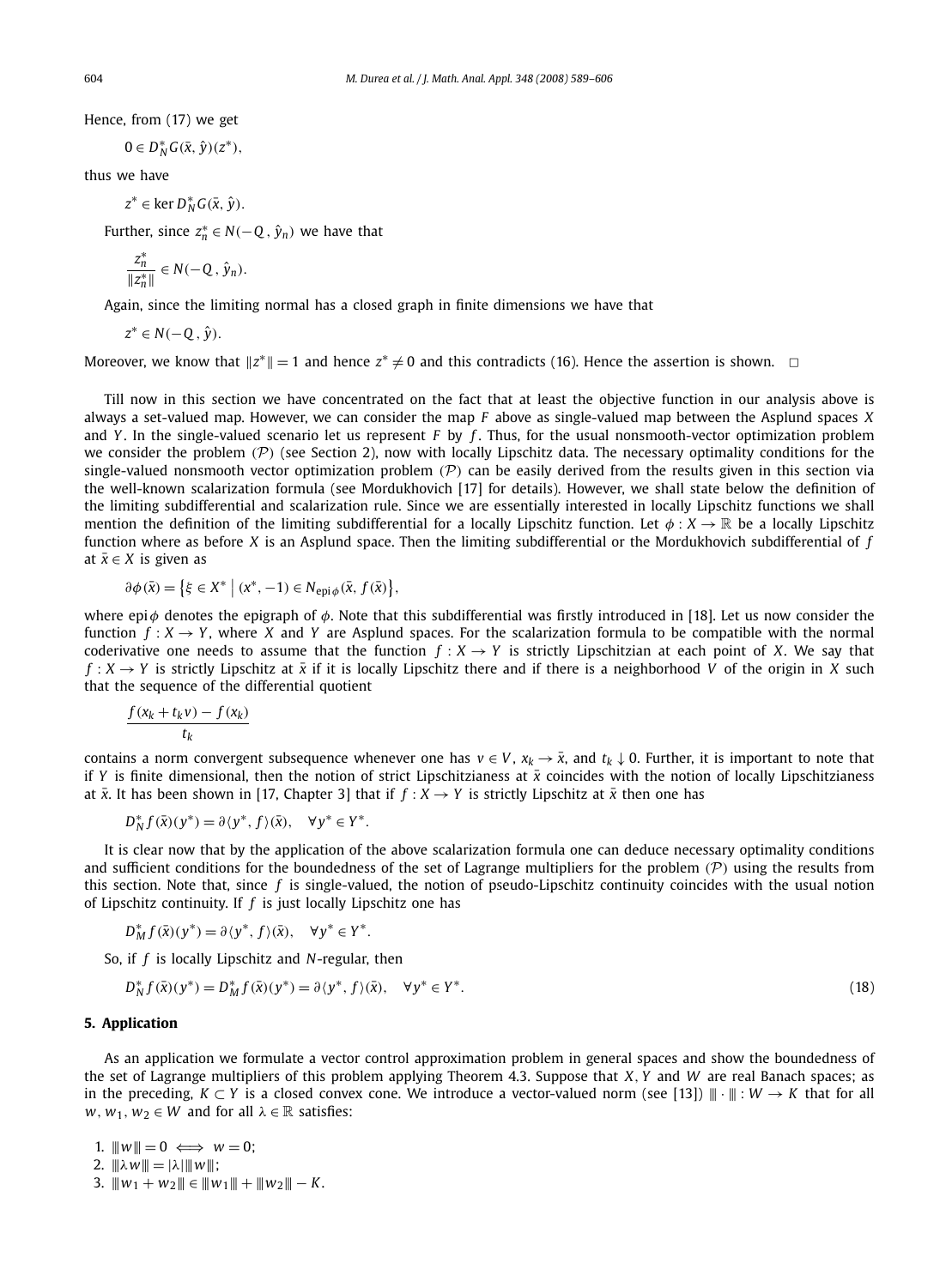Hence, from (17) we get

$$0 \in D_N^* G(\bar{x}, \hat{y})(z^*),$$

thus we have

$$z^* \in \ker D_N^* G(\bar{x}, \hat{y}).$$

Further, since $z_n^* \in N(-Q, \hat{y}_n)$ we have that

$$\frac{z_n^*}{\|z_n^*\|} \in N(-Q, \hat{y}_n).$$

Again, since the limiting normal has a closed graph in finite dimensions we have that

$$z^* \in N(-Q, \hat{y}).$$

Moreover, we know that $\|z^*\| = 1$ and hence $z^* \neq 0$ and this contradicts (16). Hence the assertion is shown. $\square$

Till now in this section we have concentrated on the fact that at least the objective function in our analysis above is always a set-valued map. However, we can consider the map $F$ above as single-valued map between the Asplund spaces $X$ and $Y$. In the single-valued scenario let us represent $F$ by $f$. Thus, for the usual nonsmooth-vector optimization problem we consider the problem $(\mathcal{P})$ (see Section 2), now with locally Lipschitz data. The necessary optimality conditions for the single-valued nonsmooth vector optimization problem $(\mathcal{P})$ can be easily derived from the results given in this section via the well-known scalarization formula (see Mordukhovich [17] for details). However, we shall state below the definition of the limiting subdifferential and scalarization rule. Since we are essentially interested in locally Lipschitz functions we shall mention the definition of the limiting subdifferential for a locally Lipschitz function. Let $\phi : X \to \mathbb{R}$ be a locally Lipschitz function where as before $X$ is an Asplund space. Then the limiting subdifferential or the Mordukhovich subdifferential of $f$ at $\bar{x} \in X$ is given as

$$\partial \phi(\bar{x}) = \left\{ \xi \in X^* \;\middle|\; (x^*, -1) \in N_{\operatorname{epi}\phi}(\bar{x}, f(\bar{x})\right\},$$

where $\operatorname{epi}\phi$ denotes the epigraph of $\phi$. Note that this subdifferential was firstly introduced in [18]. Let us now consider the function $f : X \to Y$, where $X$ and $Y$ are Asplund spaces. For the scalarization formula to be compatible with the normal coderivative one needs to assume that the function $f : X \to Y$ is strictly Lipschitzian at each point of $X$. We say that $f : X \to Y$ is strictly Lipschitz at $\bar{x}$ if it is locally Lipschitz there and if there is a neighborhood $V$ of the origin in $X$ such that the sequence of the differential quotient

$$\frac{f(x_k + t_k v) - f(x_k)}{t_k}$$

contains a norm convergent subsequence whenever one has $v \in V$, $x_k \to \bar{x}$, and $t_k \downarrow 0$. Further, it is important to note that if $Y$ is finite dimensional, then the notion of strict Lipschitzianess at $\bar{x}$ coincides with the notion of locally Lipschitzianess at $\bar{x}$. It has been shown in [17, Chapter 3] that if $f : X \to Y$ is strictly Lipschitz at $\bar{x}$ then one has

$$D_N^* f(\bar{x})(y^*) = \partial \langle y^*, f \rangle(\bar{x}), \quad \forall y^* \in Y^*.$$

It is clear now that by the application of the above scalarization formula one can deduce necessary optimality conditions and sufficient conditions for the boundedness of the set of Lagrange multipliers for the problem $(\mathcal{P})$ using the results from this section. Note that, since $f$ is single-valued, the notion of pseudo-Lipschitz continuity coincides with the usual notion of Lipschitz continuity. If $f$ is just locally Lipschitz one has

$$D_M^* f(\bar{x})(y^*) = \partial \langle y^*, f \rangle(\bar{x}), \quad \forall y^* \in Y^*.$$

So, if $f$ is locally Lipschitz and $N$-regular, then

$$D_N^* f(\bar{x})(y^*) = D_M^* f(\bar{x})(y^*) = \partial \langle y^*, f \rangle(\bar{x}), \quad \forall y^* \in Y^*. \tag{18}$$

## 5. Application

As an application we formulate a vector control approximation problem in general spaces and show the boundedness of the set of Lagrange multipliers of this problem applying Theorem 4.3. Suppose that $X, Y$ and $W$ are real Banach spaces; as in the preceding, $K \subset Y$ is a closed convex cone. We introduce a vector-valued norm (see [13]) $|\!|\!| \cdot |\!|\!| : W \to K$ that for all $w, w_1, w_2 \in W$ and for all $\lambda \in \mathbb{R}$ satisfies:

1. $|\!|\!| w |\!|\!| = 0 \iff w = 0$;
2. $|\!|\!| \lambda w |\!|\!| = |\lambda| |\!|\!| w |\!|\!|$;
3. $|\!|\!| w_1 + w_2 |\!|\!| \in |\!|\!| w_1 |\!|\!| + |\!|\!| w_2 |\!|\!| - K$.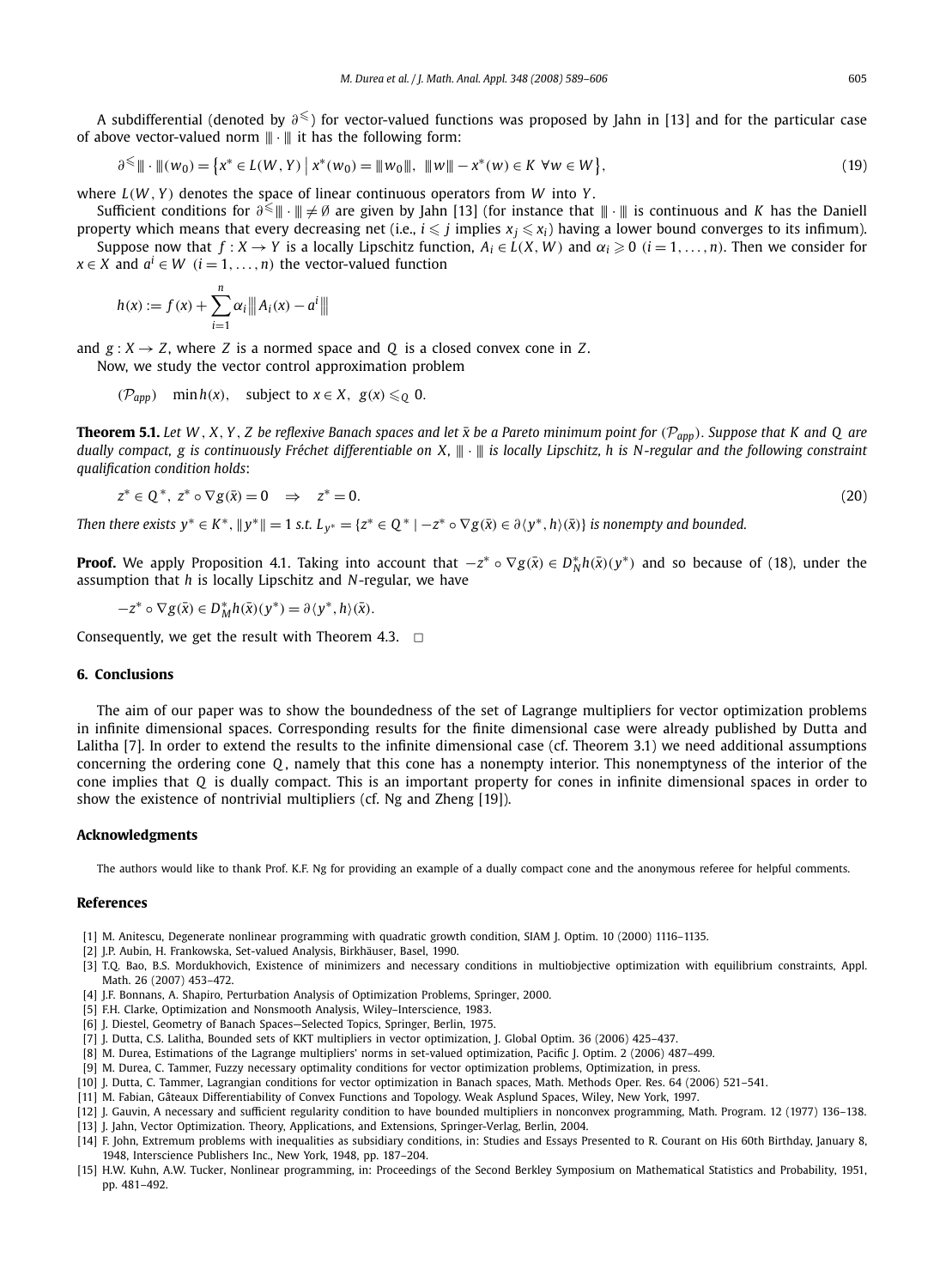A subdifferential (denoted by $\partial^{\leqslant}$) for vector-valued functions was proposed by Jahn in [13] and for the particular case of above vector-valued norm $|\!|\!|\cdot|\!|\!|$ it has the following form:

$$\partial^{\leqslant}|\!|\!|\cdot|\!|\!|(w_0) = \left\{x^* \in L(W,Y) \;\middle|\; x^*(w_0) = |\!|\!|w_0|\!|\!|,\ |\!|\!|w|\!|\!| - x^*(w) \in K\ \forall w \in W\right\}, \tag{19}$$

where $L(W,Y)$ denotes the space of linear continuous operators from $W$ into $Y$.

Sufficient conditions for $\partial^{\leqslant}|\!|\!|\cdot|\!|\!| \neq \emptyset$ are given by Jahn [13] (for instance that $|\!|\!|\cdot|\!|\!|$ is continuous and $K$ has the Daniell property which means that every decreasing net (i.e., $i \leqslant j$ implies $x_j \leqslant x_i$) having a lower bound converges to its infimum).

Suppose now that $f : X \to Y$ is a locally Lipschitz function, $A_i \in L(X,W)$ and $\alpha_i \geqslant 0$ $(i = 1,\ldots,n)$. Then we consider for $x \in X$ and $a^i \in W$ $(i = 1,\ldots,n)$ the vector-valued function

$$h(x) := f(x) + \sum_{i=1}^{n} \alpha_i |\!|\!|A_i(x) - a^i|\!|\!|$$

and $g : X \to Z$, where $Z$ is a normed space and $Q$ is a closed convex cone in $Z$.

Now, we study the vector control approximation problem

$$(\mathcal{P}_{app}) \quad \min h(x), \quad \text{subject to } x \in X,\ g(x) \leqslant_Q 0.$$

**Theorem 5.1.** *Let $W$, $X$, $Y$, $Z$ be reflexive Banach spaces and let $\bar{x}$ be a Pareto minimum point for $(\mathcal{P}_{app})$. Suppose that $K$ and $Q$ are dually compact, $g$ is continuously Fréchet differentiable on $X$, $|\!|\!|\cdot|\!|\!|$ is locally Lipschitz, $h$ is $N$-regular and the following constraint qualification condition holds*:

$$z^* \in Q^*,\ z^* \circ \nabla g(\bar{x}) = 0 \quad \Rightarrow \quad z^* = 0. \tag{20}$$

*Then there exists $y^* \in K^*$, $\|y^*\| = 1$ s.t. $L_{y^*} = \{z^* \in Q^* \mid -z^* \circ \nabla g(\bar{x}) \in \partial\langle y^*, h\rangle(\bar{x})\}$ is nonempty and bounded.*

**Proof.** We apply Proposition 4.1. Taking into account that $-z^* \circ \nabla g(\bar{x}) \in D_N^* h(\bar{x})(y^*)$ and so because of (18), under the assumption that $h$ is locally Lipschitz and $N$-regular, we have

$$-z^* \circ \nabla g(\bar{x}) \in D_M^* h(\bar{x})(y^*) = \partial\langle y^*, h\rangle(\bar{x}).$$

Consequently, we get the result with Theorem 4.3. $\square$

## 6. Conclusions

The aim of our paper was to show the boundedness of the set of Lagrange multipliers for vector optimization problems in infinite dimensional spaces. Corresponding results for the finite dimensional case were already published by Dutta and Lalitha [7]. In order to extend the results to the infinite dimensional case (cf. Theorem 3.1) we need additional assumptions concerning the ordering cone $Q$, namely that this cone has a nonempty interior. This nonemptyness of the interior of the cone implies that $Q$ is dually compact. This is an important property for cones in infinite dimensional spaces in order to show the existence of nontrivial multipliers (cf. Ng and Zheng [19]).

## Acknowledgments

The authors would like to thank Prof. K.F. Ng for providing an example of a dually compact cone and the anonymous referee for helpful comments.

## References

[1] M. Anitescu, Degenerate nonlinear programming with quadratic growth condition, SIAM J. Optim. 10 (2000) 1116–1135.

[2] J.P. Aubin, H. Frankowska, Set-valued Analysis, Birkhäuser, Basel, 1990.

[3] T.Q. Bao, B.S. Mordukhovich, Existence of minimizers and necessary conditions in multiobjective optimization with equilibrium constraints, Appl. Math. 26 (2007) 453–472.

[4] J.F. Bonnans, A. Shapiro, Perturbation Analysis of Optimization Problems, Springer, 2000.

[5] F.H. Clarke, Optimization and Nonsmooth Analysis, Wiley–Interscience, 1983.

[6] J. Diestel, Geometry of Banach Spaces—Selected Topics, Springer, Berlin, 1975.

[7] J. Dutta, C.S. Lalitha, Bounded sets of KKT multipliers in vector optimization, J. Global Optim. 36 (2006) 425–437.

[8] M. Durea, Estimations of the Lagrange multipliers' norms in set-valued optimization, Pacific J. Optim. 2 (2006) 487–499.

[9] M. Durea, C. Tammer, Fuzzy necessary optimality conditions for vector optimization problems, Optimization, in press.

[10] J. Dutta, C. Tammer, Lagrangian conditions for vector optimization in Banach spaces, Math. Methods Oper. Res. 64 (2006) 521–541.

[11] M. Fabian, Gâteaux Differentiability of Convex Functions and Topology. Weak Asplund Spaces, Wiley, New York, 1997.

[12] J. Gauvin, A necessary and sufficient regularity condition to have bounded multipliers in nonconvex programming, Math. Program. 12 (1977) 136–138.

[13] J. Jahn, Vector Optimization. Theory, Applications, and Extensions, Springer-Verlag, Berlin, 2004.

[14] F. John, Extremum problems with inequalities as subsidiary conditions, in: Studies and Essays Presented to R. Courant on His 60th Birthday, January 8, 1948, Interscience Publishers Inc., New York, 1948, pp. 187–204.

[15] H.W. Kuhn, A.W. Tucker, Nonlinear programming, in: Proceedings of the Second Berkley Symposium on Mathematical Statistics and Probability, 1951, pp. 481–492.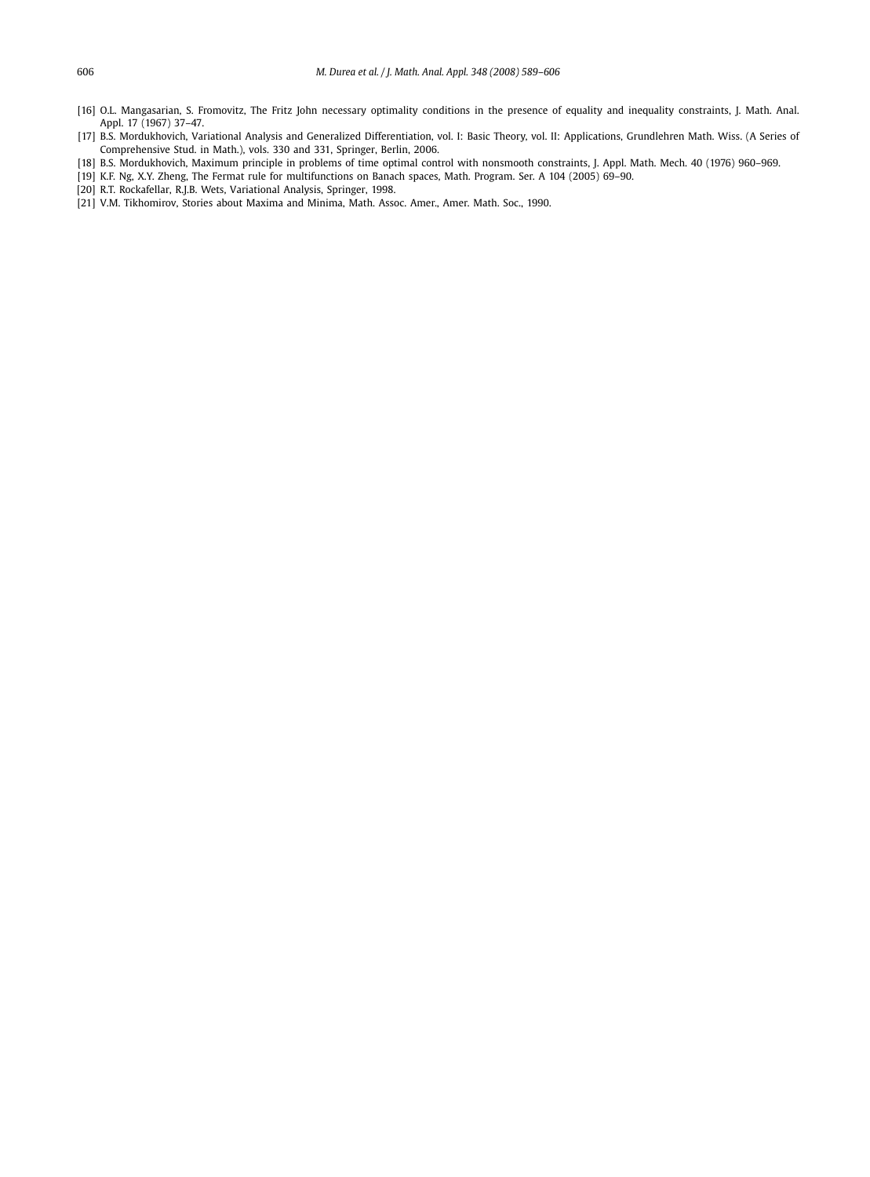[16] O.L. Mangasarian, S. Fromovitz, The Fritz John necessary optimality conditions in the presence of equality and inequality constraints, J. Math. Anal. Appl. 17 (1967) 37–47.

[17] B.S. Mordukhovich, Variational Analysis and Generalized Differentiation, vol. I: Basic Theory, vol. II: Applications, Grundlehren Math. Wiss. (A Series of Comprehensive Stud. in Math.), vols. 330 and 331, Springer, Berlin, 2006.

[18] B.S. Mordukhovich, Maximum principle in problems of time optimal control with nonsmooth constraints, J. Appl. Math. Mech. 40 (1976) 960–969.

[19] K.F. Ng, X.Y. Zheng, The Fermat rule for multifunctions on Banach spaces, Math. Program. Ser. A 104 (2005) 69–90.

[20] R.T. Rockafellar, R.J.B. Wets, Variational Analysis, Springer, 1998.

[21] V.M. Tikhomirov, Stories about Maxima and Minima, Math. Assoc. Amer., Amer. Math. Soc., 1990.